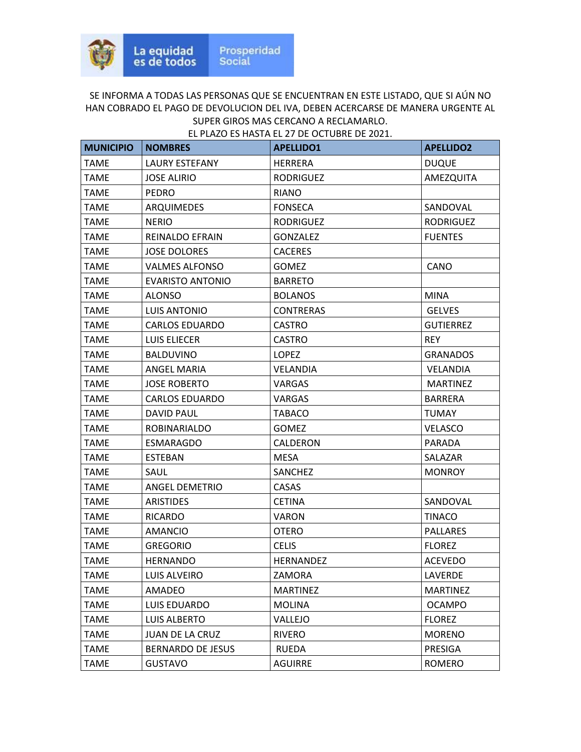La equidad es de todos | Prosperidad Social

SE INFORMA A TODAS LAS PERSONAS QUE SE ENCUENTRAN EN ESTE LISTADO, QUE SI AÚN NO HAN COBRADO EL PAGO DE DEVOLUCION DEL IVA, DEBEN ACERCARSE DE MANERA URGENTE AL SUPER GIROS MAS CERCANO A RECLAMARLO.
EL PLAZO ES HASTA EL 27 DE OCTUBRE DE 2021.

| MUNICIPIO | NOMBRES | APELLIDO1 | APELLIDO2 |
|---|---|---|---|
| TAME | LAURY ESTEFANY | HERRERA | DUQUE |
| TAME | JOSE ALIRIO | RODRIGUEZ | AMEZQUITA |
| TAME | PEDRO | RIANO | |
| TAME | ARQUIMEDES | FONSECA | SANDOVAL |
| TAME | NERIO | RODRIGUEZ | RODRIGUEZ |
| TAME | REINALDO EFRAIN | GONZALEZ | FUENTES |
| TAME | JOSE DOLORES | CACERES | |
| TAME | VALMES ALFONSO | GOMEZ | CANO |
| TAME | EVARISTO ANTONIO | BARRETO | |
| TAME | ALONSO | BOLANOS | MINA |
| TAME | LUIS ANTONIO | CONTRERAS | GELVES |
| TAME | CARLOS EDUARDO | CASTRO | GUTIERREZ |
| TAME | LUIS ELIECER | CASTRO | REY |
| TAME | BALDUVINO | LOPEZ | GRANADOS |
| TAME | ANGEL MARIA | VELANDIA | VELANDIA |
| TAME | JOSE ROBERTO | VARGAS | MARTINEZ |
| TAME | CARLOS EDUARDO | VARGAS | BARRERA |
| TAME | DAVID PAUL | TABACO | TUMAY |
| TAME | ROBINARIALDO | GOMEZ | VELASCO |
| TAME | ESMARAGDO | CALDERON | PARADA |
| TAME | ESTEBAN | MESA | SALAZAR |
| TAME | SAUL | SANCHEZ | MONROY |
| TAME | ANGEL DEMETRIO | CASAS | |
| TAME | ARISTIDES | CETINA | SANDOVAL |
| TAME | RICARDO | VARON | TINACO |
| TAME | AMANCIO | OTERO | PALLARES |
| TAME | GREGORIO | CELIS | FLOREZ |
| TAME | HERNANDO | HERNANDEZ | ACEVEDO |
| TAME | LUIS ALVEIRO | ZAMORA | LAVERDE |
| TAME | AMADEO | MARTINEZ | MARTINEZ |
| TAME | LUIS EDUARDO | MOLINA | OCAMPO |
| TAME | LUIS ALBERTO | VALLEJO | FLOREZ |
| TAME | JUAN DE LA CRUZ | RIVERO | MORENO |
| TAME | BERNARDO DE JESUS | RUEDA | PRESIGA |
| TAME | GUSTAVO | AGUIRRE | ROMERO |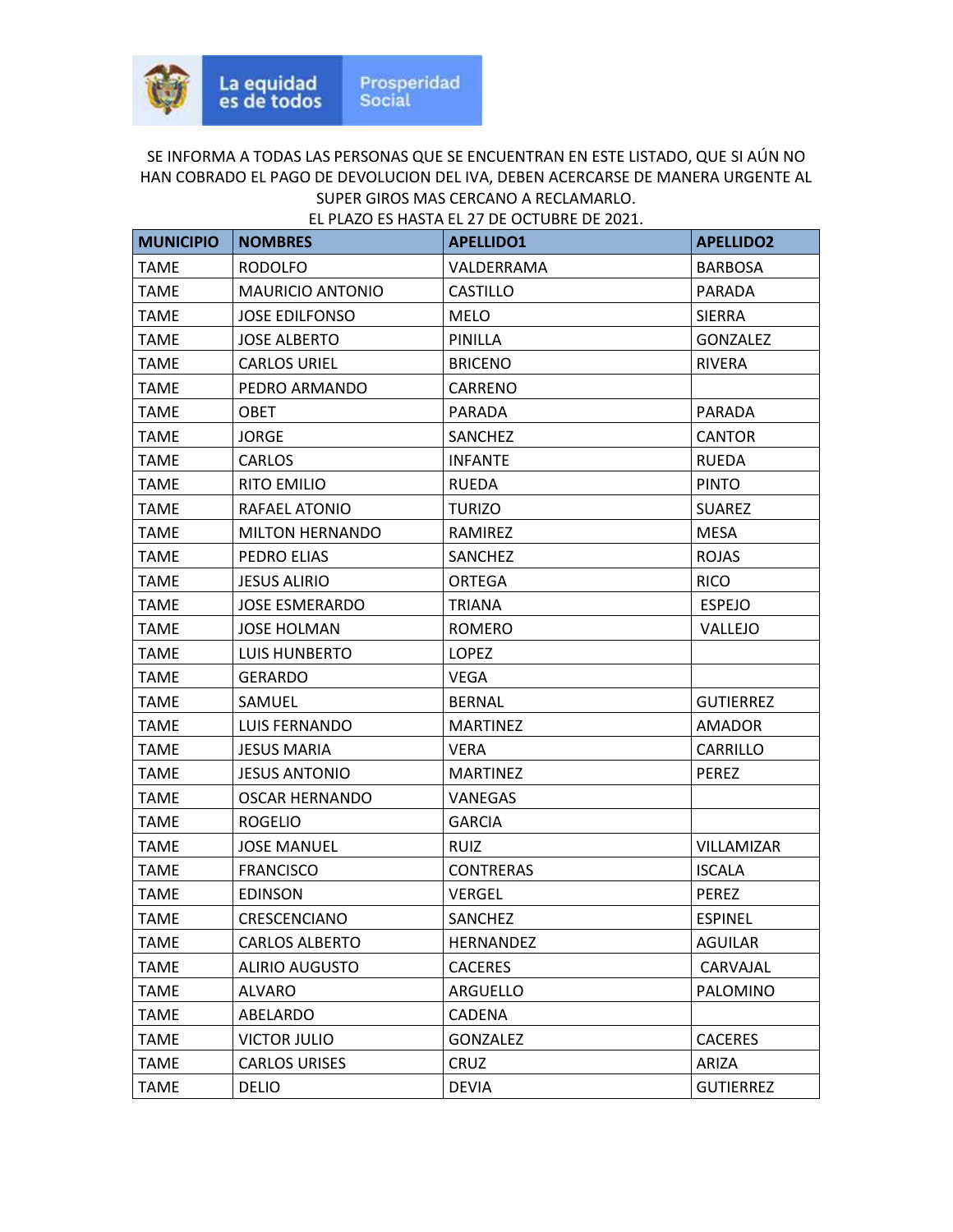La equidad es de todos | Prosperidad Social

SE INFORMA A TODAS LAS PERSONAS QUE SE ENCUENTRAN EN ESTE LISTADO, QUE SI AÚN NO HAN COBRADO EL PAGO DE DEVOLUCION DEL IVA, DEBEN ACERCARSE DE MANERA URGENTE AL SUPER GIROS MAS CERCANO A RECLAMARLO.
EL PLAZO ES HASTA EL 27 DE OCTUBRE DE 2021.

| MUNICIPIO | NOMBRES | APELLIDO1 | APELLIDO2 |
|---|---|---|---|
| TAME | RODOLFO | VALDERRAMA | BARBOSA |
| TAME | MAURICIO ANTONIO | CASTILLO | PARADA |
| TAME | JOSE EDILFONSO | MELO | SIERRA |
| TAME | JOSE ALBERTO | PINILLA | GONZALEZ |
| TAME | CARLOS URIEL | BRICENO | RIVERA |
| TAME | PEDRO ARMANDO | CARRENO | |
| TAME | OBET | PARADA | PARADA |
| TAME | JORGE | SANCHEZ | CANTOR |
| TAME | CARLOS | INFANTE | RUEDA |
| TAME | RITO EMILIO | RUEDA | PINTO |
| TAME | RAFAEL ATONIO | TURIZO | SUAREZ |
| TAME | MILTON HERNANDO | RAMIREZ | MESA |
| TAME | PEDRO ELIAS | SANCHEZ | ROJAS |
| TAME | JESUS ALIRIO | ORTEGA | RICO |
| TAME | JOSE ESMERARDO | TRIANA | ESPEJO |
| TAME | JOSE HOLMAN | ROMERO | VALLEJO |
| TAME | LUIS HUNBERTO | LOPEZ | |
| TAME | GERARDO | VEGA | |
| TAME | SAMUEL | BERNAL | GUTIERREZ |
| TAME | LUIS FERNANDO | MARTINEZ | AMADOR |
| TAME | JESUS MARIA | VERA | CARRILLO |
| TAME | JESUS ANTONIO | MARTINEZ | PEREZ |
| TAME | OSCAR HERNANDO | VANEGAS | |
| TAME | ROGELIO | GARCIA | |
| TAME | JOSE MANUEL | RUIZ | VILLAMIZAR |
| TAME | FRANCISCO | CONTRERAS | ISCALA |
| TAME | EDINSON | VERGEL | PEREZ |
| TAME | CRESCENCIANO | SANCHEZ | ESPINEL |
| TAME | CARLOS ALBERTO | HERNANDEZ | AGUILAR |
| TAME | ALIRIO AUGUSTO | CACERES | CARVAJAL |
| TAME | ALVARO | ARGUELLO | PALOMINO |
| TAME | ABELARDO | CADENA | |
| TAME | VICTOR JULIO | GONZALEZ | CACERES |
| TAME | CARLOS URISES | CRUZ | ARIZA |
| TAME | DELIO | DEVIA | GUTIERREZ |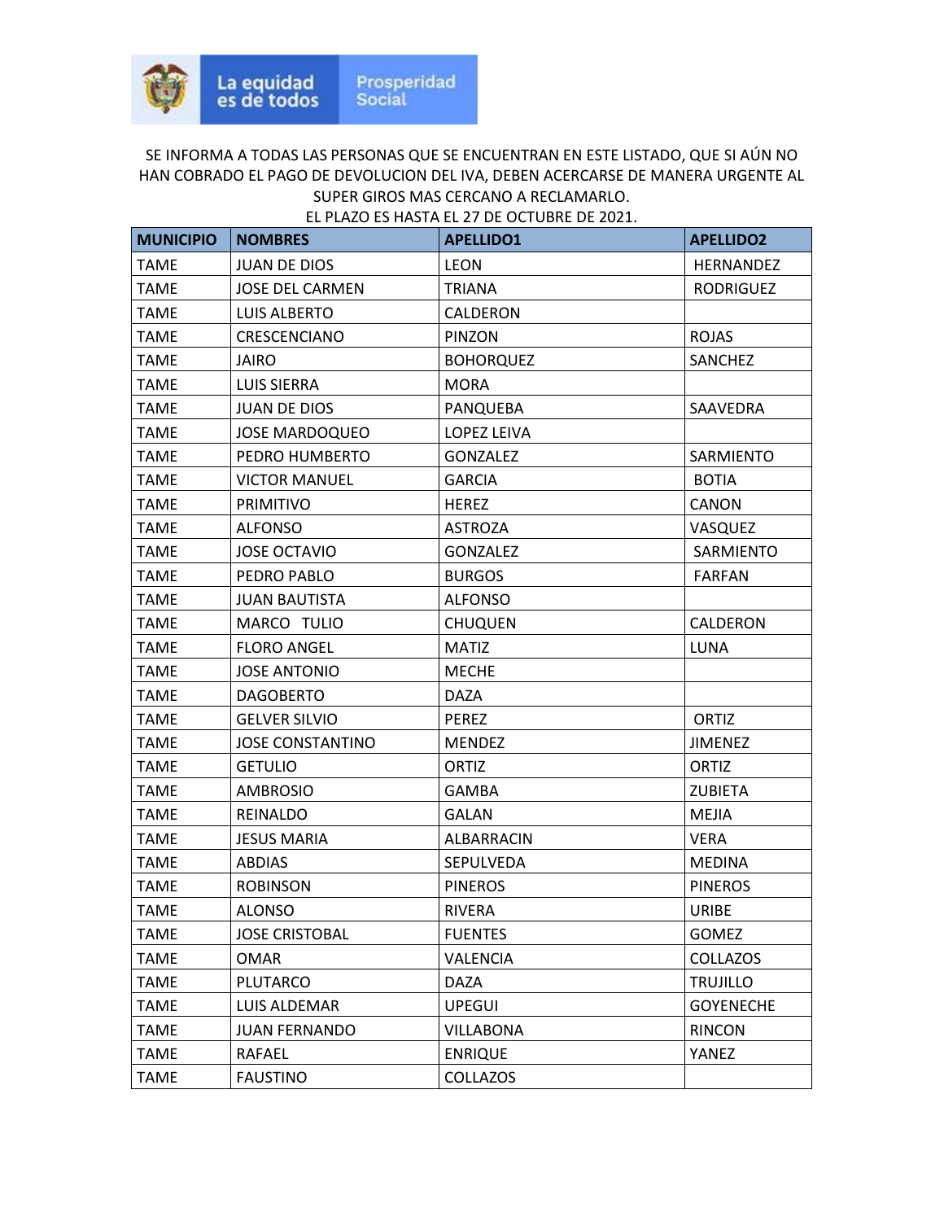SE INFORMA A TODAS LAS PERSONAS QUE SE ENCUENTRAN EN ESTE LISTADO, QUE SI AÚN NO HAN COBRADO EL PAGO DE DEVOLUCION DEL IVA, DEBEN ACERCARSE DE MANERA URGENTE AL SUPER GIROS MAS CERCANO A RECLAMARLO.

EL PLAZO ES HASTA EL 27 DE OCTUBRE DE 2021.

| MUNICIPIO | NOMBRES | APELLIDO1 | APELLIDO2 |
|---|---|---|---|
| TAME | JUAN DE DIOS | LEON | HERNANDEZ |
| TAME | JOSE DEL CARMEN | TRIANA | RODRIGUEZ |
| TAME | LUIS ALBERTO | CALDERON | |
| TAME | CRESCENCIANO | PINZON | ROJAS |
| TAME | JAIRO | BOHORQUEZ | SANCHEZ |
| TAME | LUIS SIERRA | MORA | |
| TAME | JUAN DE DIOS | PANQUEBA | SAAVEDRA |
| TAME | JOSE MARDOQUEO | LOPEZ LEIVA | |
| TAME | PEDRO HUMBERTO | GONZALEZ | SARMIENTO |
| TAME | VICTOR MANUEL | GARCIA | BOTIA |
| TAME | PRIMITIVO | HEREZ | CANON |
| TAME | ALFONSO | ASTROZA | VASQUEZ |
| TAME | JOSE OCTAVIO | GONZALEZ | SARMIENTO |
| TAME | PEDRO PABLO | BURGOS | FARFAN |
| TAME | JUAN BAUTISTA | ALFONSO | |
| TAME | MARCO TULIO | CHUQUEN | CALDERON |
| TAME | FLORO ANGEL | MATIZ | LUNA |
| TAME | JOSE ANTONIO | MECHE | |
| TAME | DAGOBERTO | DAZA | |
| TAME | GELVER SILVIO | PEREZ | ORTIZ |
| TAME | JOSE CONSTANTINO | MENDEZ | JIMENEZ |
| TAME | GETULIO | ORTIZ | ORTIZ |
| TAME | AMBROSIO | GAMBA | ZUBIETA |
| TAME | REINALDO | GALAN | MEJIA |
| TAME | JESUS MARIA | ALBARRACIN | VERA |
| TAME | ABDIAS | SEPULVEDA | MEDINA |
| TAME | ROBINSON | PINEROS | PINEROS |
| TAME | ALONSO | RIVERA | URIBE |
| TAME | JOSE CRISTOBAL | FUENTES | GOMEZ |
| TAME | OMAR | VALENCIA | COLLAZOS |
| TAME | PLUTARCO | DAZA | TRUJILLO |
| TAME | LUIS ALDEMAR | UPEGUI | GOYENECHE |
| TAME | JUAN FERNANDO | VILLABONA | RINCON |
| TAME | RAFAEL | ENRIQUE | YANEZ |
| TAME | FAUSTINO | COLLAZOS | |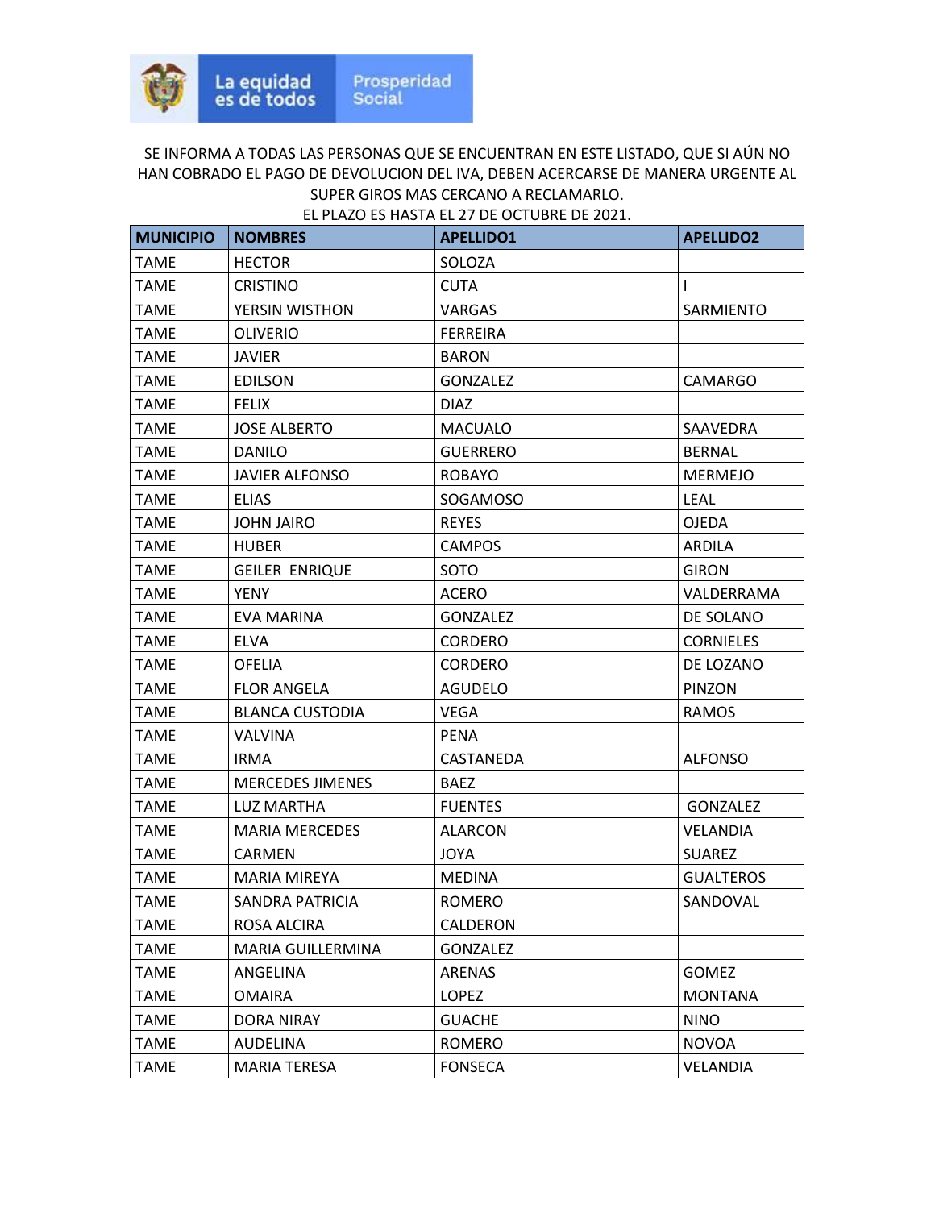SE INFORMA A TODAS LAS PERSONAS QUE SE ENCUENTRAN EN ESTE LISTADO, QUE SI AÚN NO HAN COBRADO EL PAGO DE DEVOLUCION DEL IVA, DEBEN ACERCARSE DE MANERA URGENTE AL SUPER GIROS MAS CERCANO A RECLAMARLO.
EL PLAZO ES HASTA EL 27 DE OCTUBRE DE 2021.

| MUNICIPIO | NOMBRES | APELLIDO1 | APELLIDO2 |
|---|---|---|---|
| TAME | HECTOR | SOLOZA | |
| TAME | CRISTINO | CUTA | I |
| TAME | YERSIN WISTHON | VARGAS | SARMIENTO |
| TAME | OLIVERIO | FERREIRA | |
| TAME | JAVIER | BARON | |
| TAME | EDILSON | GONZALEZ | CAMARGO |
| TAME | FELIX | DIAZ | |
| TAME | JOSE ALBERTO | MACUALO | SAAVEDRA |
| TAME | DANILO | GUERRERO | BERNAL |
| TAME | JAVIER ALFONSO | ROBAYO | MERMEJO |
| TAME | ELIAS | SOGAMOSO | LEAL |
| TAME | JOHN JAIRO | REYES | OJEDA |
| TAME | HUBER | CAMPOS | ARDILA |
| TAME | GEILER ENRIQUE | SOTO | GIRON |
| TAME | YENY | ACERO | VALDERRAMA |
| TAME | EVA MARINA | GONZALEZ | DE SOLANO |
| TAME | ELVA | CORDERO | CORNIELES |
| TAME | OFELIA | CORDERO | DE LOZANO |
| TAME | FLOR ANGELA | AGUDELO | PINZON |
| TAME | BLANCA CUSTODIA | VEGA | RAMOS |
| TAME | VALVINA | PENA | |
| TAME | IRMA | CASTANEDA | ALFONSO |
| TAME | MERCEDES JIMENES | BAEZ | |
| TAME | LUZ MARTHA | FUENTES | GONZALEZ |
| TAME | MARIA MERCEDES | ALARCON | VELANDIA |
| TAME | CARMEN | JOYA | SUAREZ |
| TAME | MARIA MIREYA | MEDINA | GUALTEROS |
| TAME | SANDRA PATRICIA | ROMERO | SANDOVAL |
| TAME | ROSA ALCIRA | CALDERON | |
| TAME | MARIA GUILLERMINA | GONZALEZ | |
| TAME | ANGELINA | ARENAS | GOMEZ |
| TAME | OMAIRA | LOPEZ | MONTANA |
| TAME | DORA NIRAY | GUACHE | NINO |
| TAME | AUDELINA | ROMERO | NOVOA |
| TAME | MARIA TERESA | FONSECA | VELANDIA |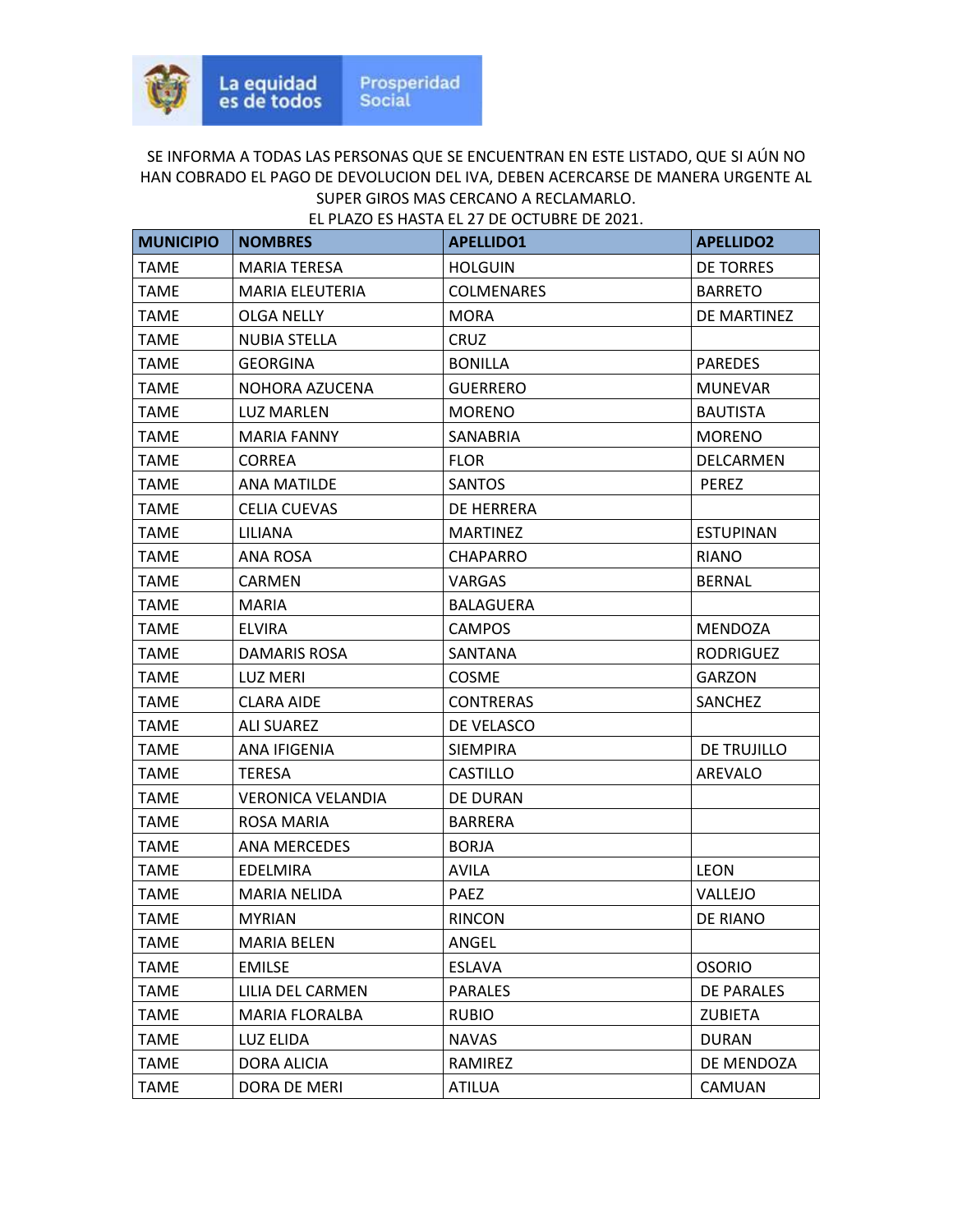SE INFORMA A TODAS LAS PERSONAS QUE SE ENCUENTRAN EN ESTE LISTADO, QUE SI AÚN NO HAN COBRADO EL PAGO DE DEVOLUCION DEL IVA, DEBEN ACERCARSE DE MANERA URGENTE AL SUPER GIROS MAS CERCANO A RECLAMARLO.
EL PLAZO ES HASTA EL 27 DE OCTUBRE DE 2021.

| MUNICIPIO | NOMBRES | APELLIDO1 | APELLIDO2 |
|---|---|---|---|
| TAME | MARIA TERESA | HOLGUIN | DE TORRES |
| TAME | MARIA ELEUTERIA | COLMENARES | BARRETO |
| TAME | OLGA NELLY | MORA | DE MARTINEZ |
| TAME | NUBIA STELLA | CRUZ | |
| TAME | GEORGINA | BONILLA | PAREDES |
| TAME | NOHORA AZUCENA | GUERRERO | MUNEVAR |
| TAME | LUZ MARLEN | MORENO | BAUTISTA |
| TAME | MARIA FANNY | SANABRIA | MORENO |
| TAME | CORREA | FLOR | DELCARMEN |
| TAME | ANA MATILDE | SANTOS | PEREZ |
| TAME | CELIA CUEVAS | DE HERRERA | |
| TAME | LILIANA | MARTINEZ | ESTUPINAN |
| TAME | ANA ROSA | CHAPARRO | RIANO |
| TAME | CARMEN | VARGAS | BERNAL |
| TAME | MARIA | BALAGUERA | |
| TAME | ELVIRA | CAMPOS | MENDOZA |
| TAME | DAMARIS ROSA | SANTANA | RODRIGUEZ |
| TAME | LUZ MERI | COSME | GARZON |
| TAME | CLARA AIDE | CONTRERAS | SANCHEZ |
| TAME | ALI SUAREZ | DE VELASCO | |
| TAME | ANA IFIGENIA | SIEMPIRA | DE TRUJILLO |
| TAME | TERESA | CASTILLO | AREVALO |
| TAME | VERONICA VELANDIA | DE DURAN | |
| TAME | ROSA MARIA | BARRERA | |
| TAME | ANA MERCEDES | BORJA | |
| TAME | EDELMIRA | AVILA | LEON |
| TAME | MARIA NELIDA | PAEZ | VALLEJO |
| TAME | MYRIAN | RINCON | DE RIANO |
| TAME | MARIA BELEN | ANGEL | |
| TAME | EMILSE | ESLAVA | OSORIO |
| TAME | LILIA DEL CARMEN | PARALES | DE PARALES |
| TAME | MARIA FLORALBA | RUBIO | ZUBIETA |
| TAME | LUZ ELIDA | NAVAS | DURAN |
| TAME | DORA ALICIA | RAMIREZ | DE MENDOZA |
| TAME | DORA DE MERI | ATILUA | CAMUAN |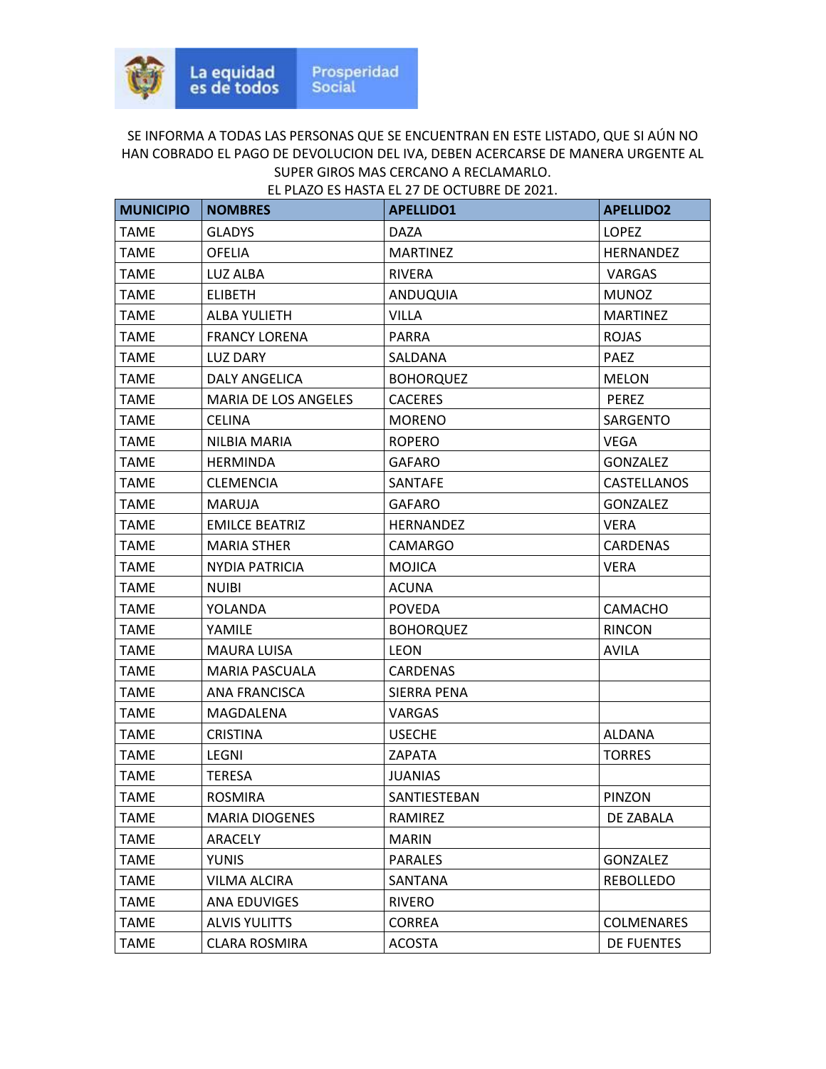SE INFORMA A TODAS LAS PERSONAS QUE SE ENCUENTRAN EN ESTE LISTADO, QUE SI AÚN NO HAN COBRADO EL PAGO DE DEVOLUCION DEL IVA, DEBEN ACERCARSE DE MANERA URGENTE AL SUPER GIROS MAS CERCANO A RECLAMARLO.
EL PLAZO ES HASTA EL 27 DE OCTUBRE DE 2021.

| MUNICIPIO | NOMBRES | APELLIDO1 | APELLIDO2 |
|---|---|---|---|
| TAME | GLADYS | DAZA | LOPEZ |
| TAME | OFELIA | MARTINEZ | HERNANDEZ |
| TAME | LUZ ALBA | RIVERA | VARGAS |
| TAME | ELIBETH | ANDUQUIA | MUNOZ |
| TAME | ALBA YULIETH | VILLA | MARTINEZ |
| TAME | FRANCY LORENA | PARRA | ROJAS |
| TAME | LUZ DARY | SALDANA | PAEZ |
| TAME | DALY ANGELICA | BOHORQUEZ | MELON |
| TAME | MARIA DE LOS ANGELES | CACERES | PEREZ |
| TAME | CELINA | MORENO | SARGENTO |
| TAME | NILBIA MARIA | ROPERO | VEGA |
| TAME | HERMINDA | GAFARO | GONZALEZ |
| TAME | CLEMENCIA | SANTAFE | CASTELLANOS |
| TAME | MARUJA | GAFARO | GONZALEZ |
| TAME | EMILCE BEATRIZ | HERNANDEZ | VERA |
| TAME | MARIA STHER | CAMARGO | CARDENAS |
| TAME | NYDIA PATRICIA | MOJICA | VERA |
| TAME | NUIBI | ACUNA | |
| TAME | YOLANDA | POVEDA | CAMACHO |
| TAME | YAMILE | BOHORQUEZ | RINCON |
| TAME | MAURA LUISA | LEON | AVILA |
| TAME | MARIA PASCUALA | CARDENAS | |
| TAME | ANA FRANCISCA | SIERRA PENA | |
| TAME | MAGDALENA | VARGAS | |
| TAME | CRISTINA | USECHE | ALDANA |
| TAME | LEGNI | ZAPATA | TORRES |
| TAME | TERESA | JUANIAS | |
| TAME | ROSMIRA | SANTIESTEBAN | PINZON |
| TAME | MARIA DIOGENES | RAMIREZ | DE ZABALA |
| TAME | ARACELY | MARIN | |
| TAME | YUNIS | PARALES | GONZALEZ |
| TAME | VILMA ALCIRA | SANTANA | REBOLLEDO |
| TAME | ANA EDUVIGES | RIVERO | |
| TAME | ALVIS YULITTS | CORREA | COLMENARES |
| TAME | CLARA ROSMIRA | ACOSTA | DE FUENTES |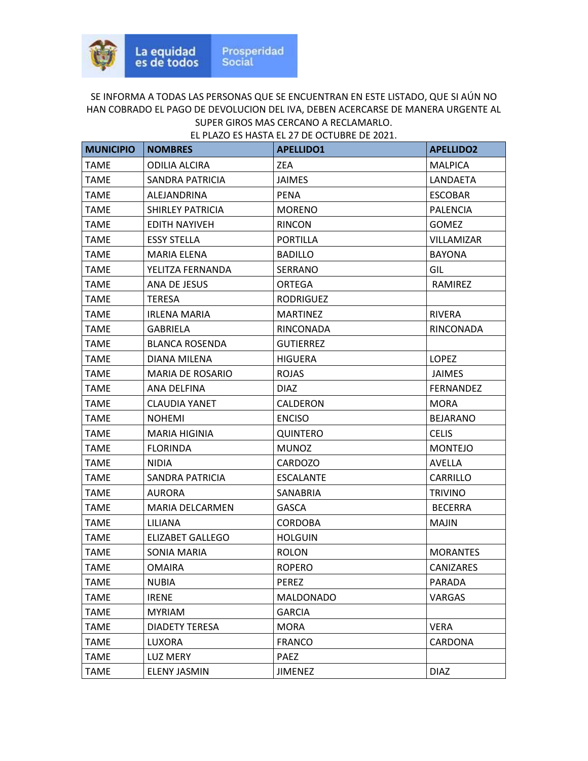SE INFORMA A TODAS LAS PERSONAS QUE SE ENCUENTRAN EN ESTE LISTADO, QUE SI AÚN NO HAN COBRADO EL PAGO DE DEVOLUCION DEL IVA, DEBEN ACERCARSE DE MANERA URGENTE AL SUPER GIROS MAS CERCANO A RECLAMARLO.
EL PLAZO ES HASTA EL 27 DE OCTUBRE DE 2021.

| MUNICIPIO | NOMBRES | APELLIDO1 | APELLIDO2 |
|---|---|---|---|
| TAME | ODILIA ALCIRA | ZEA | MALPICA |
| TAME | SANDRA PATRICIA | JAIMES | LANDAETA |
| TAME | ALEJANDRINA | PENA | ESCOBAR |
| TAME | SHIRLEY PATRICIA | MORENO | PALENCIA |
| TAME | EDITH NAYIVEH | RINCON | GOMEZ |
| TAME | ESSY STELLA | PORTILLA | VILLAMIZAR |
| TAME | MARIA ELENA | BADILLO | BAYONA |
| TAME | YELITZA FERNANDA | SERRANO | GIL |
| TAME | ANA DE JESUS | ORTEGA | RAMIREZ |
| TAME | TERESA | RODRIGUEZ | |
| TAME | IRLENA MARIA | MARTINEZ | RIVERA |
| TAME | GABRIELA | RINCONADA | RINCONADA |
| TAME | BLANCA ROSENDA | GUTIERREZ | |
| TAME | DIANA MILENA | HIGUERA | LOPEZ |
| TAME | MARIA DE ROSARIO | ROJAS | JAIMES |
| TAME | ANA DELFINA | DIAZ | FERNANDEZ |
| TAME | CLAUDIA YANET | CALDERON | MORA |
| TAME | NOHEMI | ENCISO | BEJARANO |
| TAME | MARIA HIGINIA | QUINTERO | CELIS |
| TAME | FLORINDA | MUNOZ | MONTEJO |
| TAME | NIDIA | CARDOZO | AVELLA |
| TAME | SANDRA PATRICIA | ESCALANTE | CARRILLO |
| TAME | AURORA | SANABRIA | TRIVINO |
| TAME | MARIA DELCARMEN | GASCA | BECERRA |
| TAME | LILIANA | CORDOBA | MAJIN |
| TAME | ELIZABET GALLEGO | HOLGUIN | |
| TAME | SONIA MARIA | ROLON | MORANTES |
| TAME | OMAIRA | ROPERO | CANIZARES |
| TAME | NUBIA | PEREZ | PARADA |
| TAME | IRENE | MALDONADO | VARGAS |
| TAME | MYRIAM | GARCIA | |
| TAME | DIADETY TERESA | MORA | VERA |
| TAME | LUXORA | FRANCO | CARDONA |
| TAME | LUZ MERY | PAEZ | |
| TAME | ELENY JASMIN | JIMENEZ | DIAZ |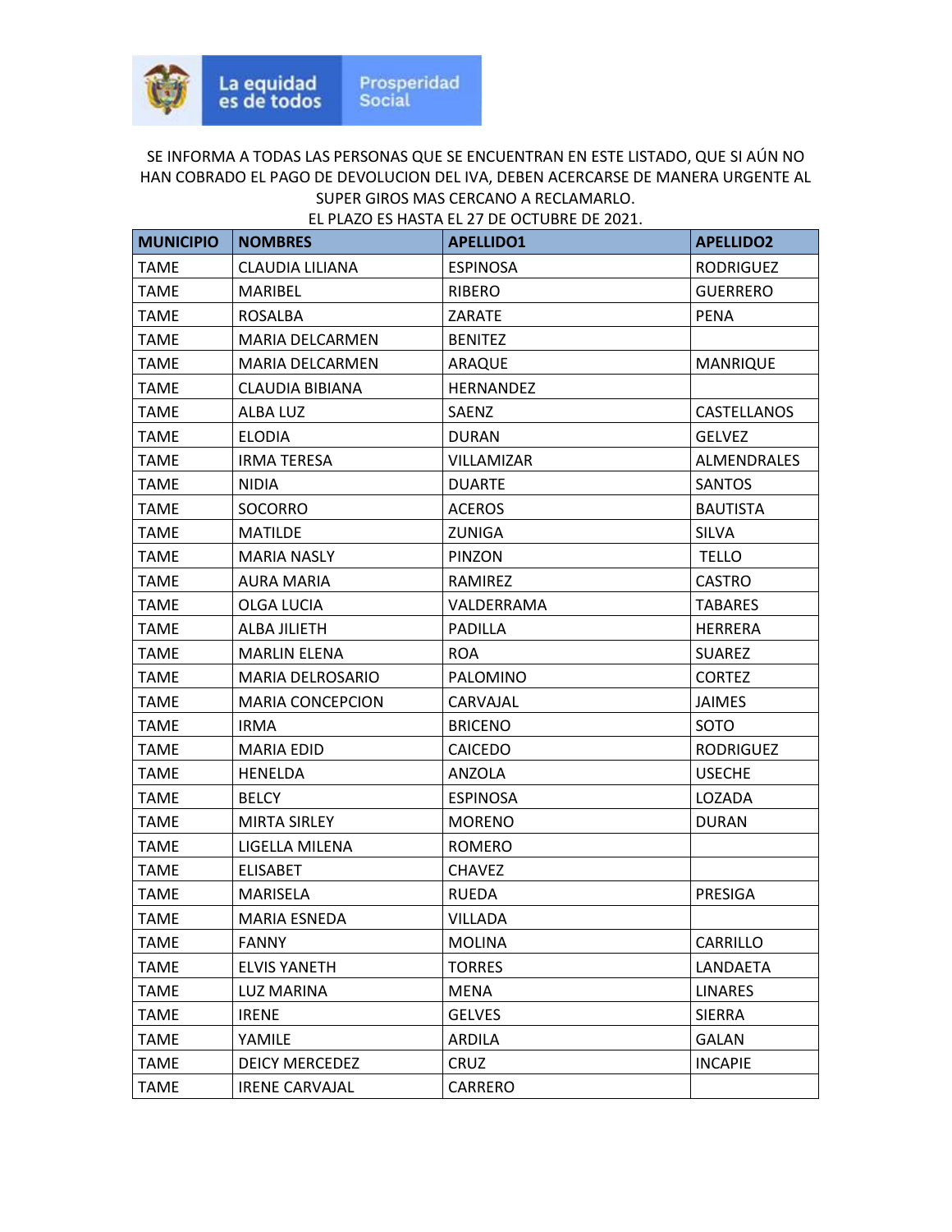La equidad es de todos | Prosperidad Social

SE INFORMA A TODAS LAS PERSONAS QUE SE ENCUENTRAN EN ESTE LISTADO, QUE SI AÚN NO HAN COBRADO EL PAGO DE DEVOLUCION DEL IVA, DEBEN ACERCARSE DE MANERA URGENTE AL SUPER GIROS MAS CERCANO A RECLAMARLO.
EL PLAZO ES HASTA EL 27 DE OCTUBRE DE 2021.

| MUNICIPIO | NOMBRES | APELLIDO1 | APELLIDO2 |
|---|---|---|---|
| TAME | CLAUDIA LILIANA | ESPINOSA | RODRIGUEZ |
| TAME | MARIBEL | RIBERO | GUERRERO |
| TAME | ROSALBA | ZARATE | PENA |
| TAME | MARIA DELCARMEN | BENITEZ | |
| TAME | MARIA DELCARMEN | ARAQUE | MANRIQUE |
| TAME | CLAUDIA BIBIANA | HERNANDEZ | |
| TAME | ALBA LUZ | SAENZ | CASTELLANOS |
| TAME | ELODIA | DURAN | GELVEZ |
| TAME | IRMA TERESA | VILLAMIZAR | ALMENDRALES |
| TAME | NIDIA | DUARTE | SANTOS |
| TAME | SOCORRO | ACEROS | BAUTISTA |
| TAME | MATILDE | ZUNIGA | SILVA |
| TAME | MARIA NASLY | PINZON | TELLO |
| TAME | AURA MARIA | RAMIREZ | CASTRO |
| TAME | OLGA LUCIA | VALDERRAMA | TABARES |
| TAME | ALBA JILIETH | PADILLA | HERRERA |
| TAME | MARLIN ELENA | ROA | SUAREZ |
| TAME | MARIA DELROSARIO | PALOMINO | CORTEZ |
| TAME | MARIA CONCEPCION | CARVAJAL | JAIMES |
| TAME | IRMA | BRICENO | SOTO |
| TAME | MARIA EDID | CAICEDO | RODRIGUEZ |
| TAME | HENELDA | ANZOLA | USECHE |
| TAME | BELCY | ESPINOSA | LOZADA |
| TAME | MIRTA SIRLEY | MORENO | DURAN |
| TAME | LIGELLA MILENA | ROMERO | |
| TAME | ELISABET | CHAVEZ | |
| TAME | MARISELA | RUEDA | PRESIGA |
| TAME | MARIA ESNEDA | VILLADA | |
| TAME | FANNY | MOLINA | CARRILLO |
| TAME | ELVIS YANETH | TORRES | LANDAETA |
| TAME | LUZ MARINA | MENA | LINARES |
| TAME | IRENE | GELVES | SIERRA |
| TAME | YAMILE | ARDILA | GALAN |
| TAME | DEICY MERCEDEZ | CRUZ | INCAPIE |
| TAME | IRENE CARVAJAL | CARRERO | |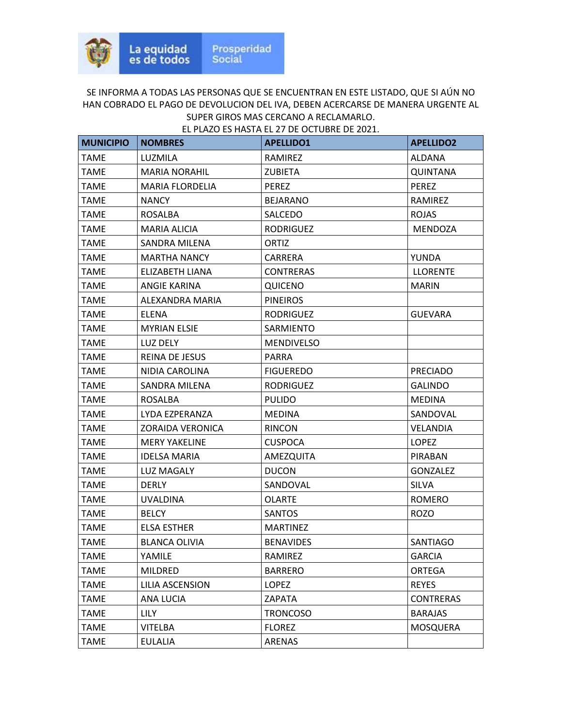La equidad es de todos | Prosperidad Social

SE INFORMA A TODAS LAS PERSONAS QUE SE ENCUENTRAN EN ESTE LISTADO, QUE SI AÚN NO HAN COBRADO EL PAGO DE DEVOLUCION DEL IVA, DEBEN ACERCARSE DE MANERA URGENTE AL SUPER GIROS MAS CERCANO A RECLAMARLO.
EL PLAZO ES HASTA EL 27 DE OCTUBRE DE 2021.

| MUNICIPIO | NOMBRES | APELLIDO1 | APELLIDO2 |
|---|---|---|---|
| TAME | LUZMILA | RAMIREZ | ALDANA |
| TAME | MARIA NORAHIL | ZUBIETA | QUINTANA |
| TAME | MARIA FLORDELIA | PEREZ | PEREZ |
| TAME | NANCY | BEJARANO | RAMIREZ |
| TAME | ROSALBA | SALCEDO | ROJAS |
| TAME | MARIA ALICIA | RODRIGUEZ | MENDOZA |
| TAME | SANDRA MILENA | ORTIZ | |
| TAME | MARTHA NANCY | CARRERA | YUNDA |
| TAME | ELIZABETH LIANA | CONTRERAS | LLORENTE |
| TAME | ANGIE KARINA | QUICENO | MARIN |
| TAME | ALEXANDRA MARIA | PINEIROS | |
| TAME | ELENA | RODRIGUEZ | GUEVARA |
| TAME | MYRIAN ELSIE | SARMIENTO | |
| TAME | LUZ DELY | MENDIVELSO | |
| TAME | REINA DE JESUS | PARRA | |
| TAME | NIDIA CAROLINA | FIGUEREDO | PRECIADO |
| TAME | SANDRA MILENA | RODRIGUEZ | GALINDO |
| TAME | ROSALBA | PULIDO | MEDINA |
| TAME | LYDA EZPERANZA | MEDINA | SANDOVAL |
| TAME | ZORAIDA VERONICA | RINCON | VELANDIA |
| TAME | MERY YAKELINE | CUSPOCA | LOPEZ |
| TAME | IDELSA MARIA | AMEZQUITA | PIRABAN |
| TAME | LUZ MAGALY | DUCON | GONZALEZ |
| TAME | DERLY | SANDOVAL | SILVA |
| TAME | UVALDINA | OLARTE | ROMERO |
| TAME | BELCY | SANTOS | ROZO |
| TAME | ELSA ESTHER | MARTINEZ | |
| TAME | BLANCA OLIVIA | BENAVIDES | SANTIAGO |
| TAME | YAMILE | RAMIREZ | GARCIA |
| TAME | MILDRED | BARRERO | ORTEGA |
| TAME | LILIA ASCENSION | LOPEZ | REYES |
| TAME | ANA LUCIA | ZAPATA | CONTRERAS |
| TAME | LILY | TRONCOSO | BARAJAS |
| TAME | VITELBA | FLOREZ | MOSQUERA |
| TAME | EULALIA | ARENAS | |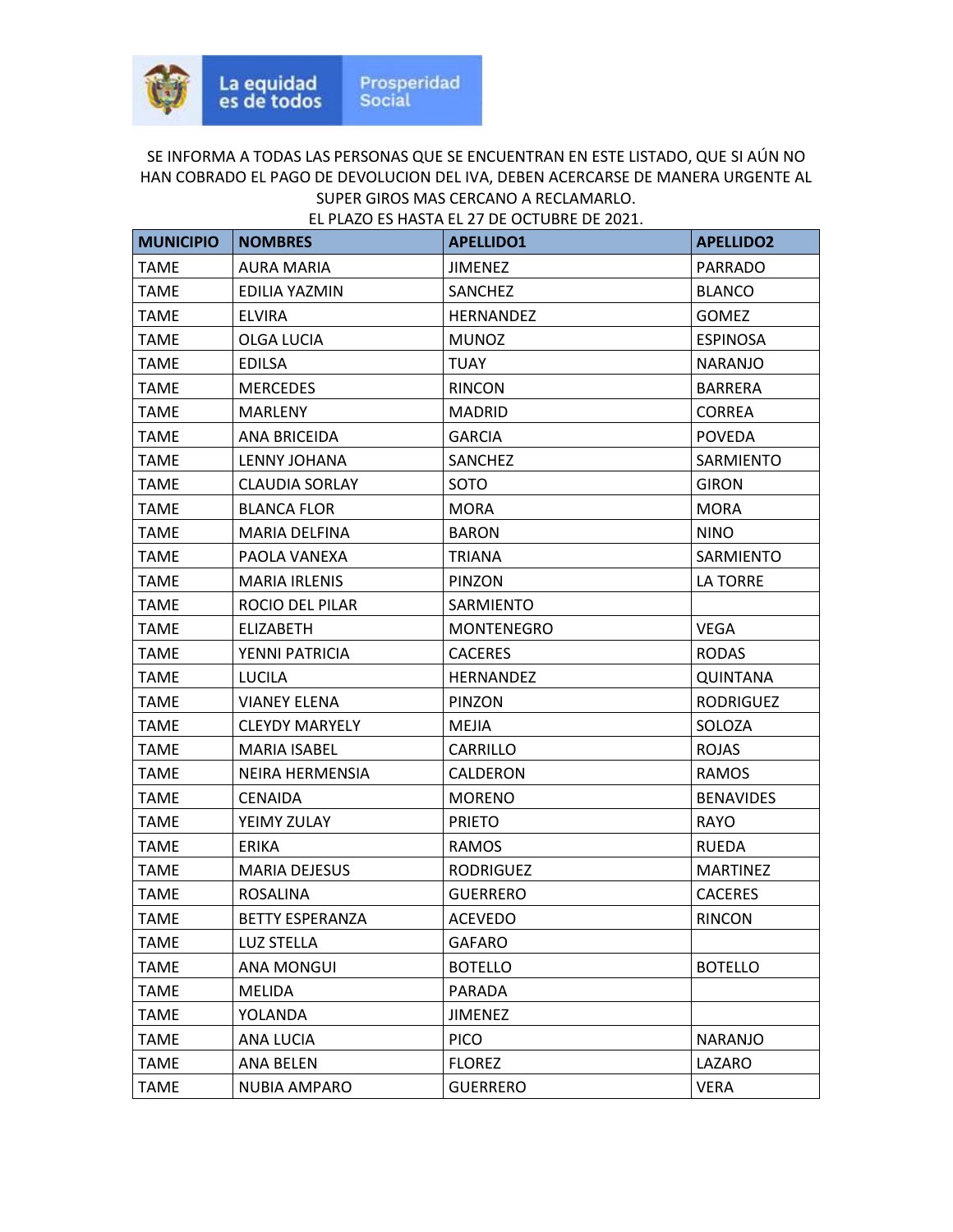SE INFORMA A TODAS LAS PERSONAS QUE SE ENCUENTRAN EN ESTE LISTADO, QUE SI AÚN NO HAN COBRADO EL PAGO DE DEVOLUCION DEL IVA, DEBEN ACERCARSE DE MANERA URGENTE AL SUPER GIROS MAS CERCANO A RECLAMARLO.
EL PLAZO ES HASTA EL 27 DE OCTUBRE DE 2021.

| MUNICIPIO | NOMBRES | APELLIDO1 | APELLIDO2 |
|---|---|---|---|
| TAME | AURA MARIA | JIMENEZ | PARRADO |
| TAME | EDILIA YAZMIN | SANCHEZ | BLANCO |
| TAME | ELVIRA | HERNANDEZ | GOMEZ |
| TAME | OLGA LUCIA | MUNOZ | ESPINOSA |
| TAME | EDILSA | TUAY | NARANJO |
| TAME | MERCEDES | RINCON | BARRERA |
| TAME | MARLENY | MADRID | CORREA |
| TAME | ANA BRICEIDA | GARCIA | POVEDA |
| TAME | LENNY JOHANA | SANCHEZ | SARMIENTO |
| TAME | CLAUDIA SORLAY | SOTO | GIRON |
| TAME | BLANCA FLOR | MORA | MORA |
| TAME | MARIA DELFINA | BARON | NINO |
| TAME | PAOLA VANEXA | TRIANA | SARMIENTO |
| TAME | MARIA IRLENIS | PINZON | LA TORRE |
| TAME | ROCIO DEL PILAR | SARMIENTO | |
| TAME | ELIZABETH | MONTENEGRO | VEGA |
| TAME | YENNI PATRICIA | CACERES | RODAS |
| TAME | LUCILA | HERNANDEZ | QUINTANA |
| TAME | VIANEY ELENA | PINZON | RODRIGUEZ |
| TAME | CLEYDY MARYELY | MEJIA | SOLOZA |
| TAME | MARIA ISABEL | CARRILLO | ROJAS |
| TAME | NEIRA HERMENSIA | CALDERON | RAMOS |
| TAME | CENAIDA | MORENO | BENAVIDES |
| TAME | YEIMY ZULAY | PRIETO | RAYO |
| TAME | ERIKA | RAMOS | RUEDA |
| TAME | MARIA DEJESUS | RODRIGUEZ | MARTINEZ |
| TAME | ROSALINA | GUERRERO | CACERES |
| TAME | BETTY ESPERANZA | ACEVEDO | RINCON |
| TAME | LUZ STELLA | GAFARO | |
| TAME | ANA MONGUI | BOTELLO | BOTELLO |
| TAME | MELIDA | PARADA | |
| TAME | YOLANDA | JIMENEZ | |
| TAME | ANA LUCIA | PICO | NARANJO |
| TAME | ANA BELEN | FLOREZ | LAZARO |
| TAME | NUBIA AMPARO | GUERRERO | VERA |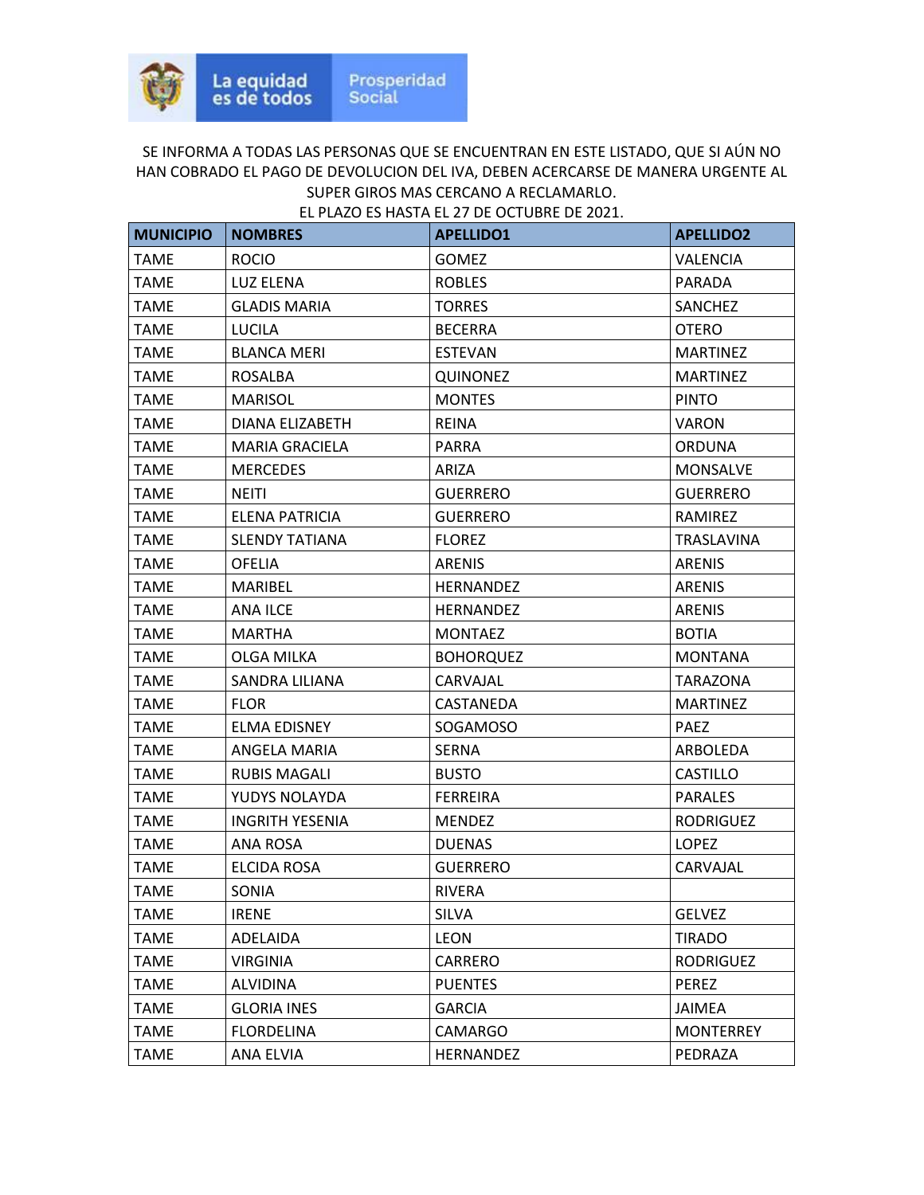SE INFORMA A TODAS LAS PERSONAS QUE SE ENCUENTRAN EN ESTE LISTADO, QUE SI AÚN NO HAN COBRADO EL PAGO DE DEVOLUCION DEL IVA, DEBEN ACERCARSE DE MANERA URGENTE AL SUPER GIROS MAS CERCANO A RECLAMARLO.
EL PLAZO ES HASTA EL 27 DE OCTUBRE DE 2021.

| MUNICIPIO | NOMBRES | APELLIDO1 | APELLIDO2 |
|---|---|---|---|
| TAME | ROCIO | GOMEZ | VALENCIA |
| TAME | LUZ ELENA | ROBLES | PARADA |
| TAME | GLADIS MARIA | TORRES | SANCHEZ |
| TAME | LUCILA | BECERRA | OTERO |
| TAME | BLANCA MERI | ESTEVAN | MARTINEZ |
| TAME | ROSALBA | QUINONEZ | MARTINEZ |
| TAME | MARISOL | MONTES | PINTO |
| TAME | DIANA ELIZABETH | REINA | VARON |
| TAME | MARIA GRACIELA | PARRA | ORDUNA |
| TAME | MERCEDES | ARIZA | MONSALVE |
| TAME | NEITI | GUERRERO | GUERRERO |
| TAME | ELENA PATRICIA | GUERRERO | RAMIREZ |
| TAME | SLENDY TATIANA | FLOREZ | TRASLAVINA |
| TAME | OFELIA | ARENIS | ARENIS |
| TAME | MARIBEL | HERNANDEZ | ARENIS |
| TAME | ANA ILCE | HERNANDEZ | ARENIS |
| TAME | MARTHA | MONTAEZ | BOTIA |
| TAME | OLGA MILKA | BOHORQUEZ | MONTANA |
| TAME | SANDRA LILIANA | CARVAJAL | TARAZONA |
| TAME | FLOR | CASTANEDA | MARTINEZ |
| TAME | ELMA EDISNEY | SOGAMOSO | PAEZ |
| TAME | ANGELA MARIA | SERNA | ARBOLEDA |
| TAME | RUBIS MAGALI | BUSTO | CASTILLO |
| TAME | YUDYS NOLAYDA | FERREIRA | PARALES |
| TAME | INGRITH YESENIA | MENDEZ | RODRIGUEZ |
| TAME | ANA ROSA | DUENAS | LOPEZ |
| TAME | ELCIDA ROSA | GUERRERO | CARVAJAL |
| TAME | SONIA | RIVERA | |
| TAME | IRENE | SILVA | GELVEZ |
| TAME | ADELAIDA | LEON | TIRADO |
| TAME | VIRGINIA | CARRERO | RODRIGUEZ |
| TAME | ALVIDINA | PUENTES | PEREZ |
| TAME | GLORIA INES | GARCIA | JAIMEA |
| TAME | FLORDELINA | CAMARGO | MONTERREY |
| TAME | ANA ELVIA | HERNANDEZ | PEDRAZA |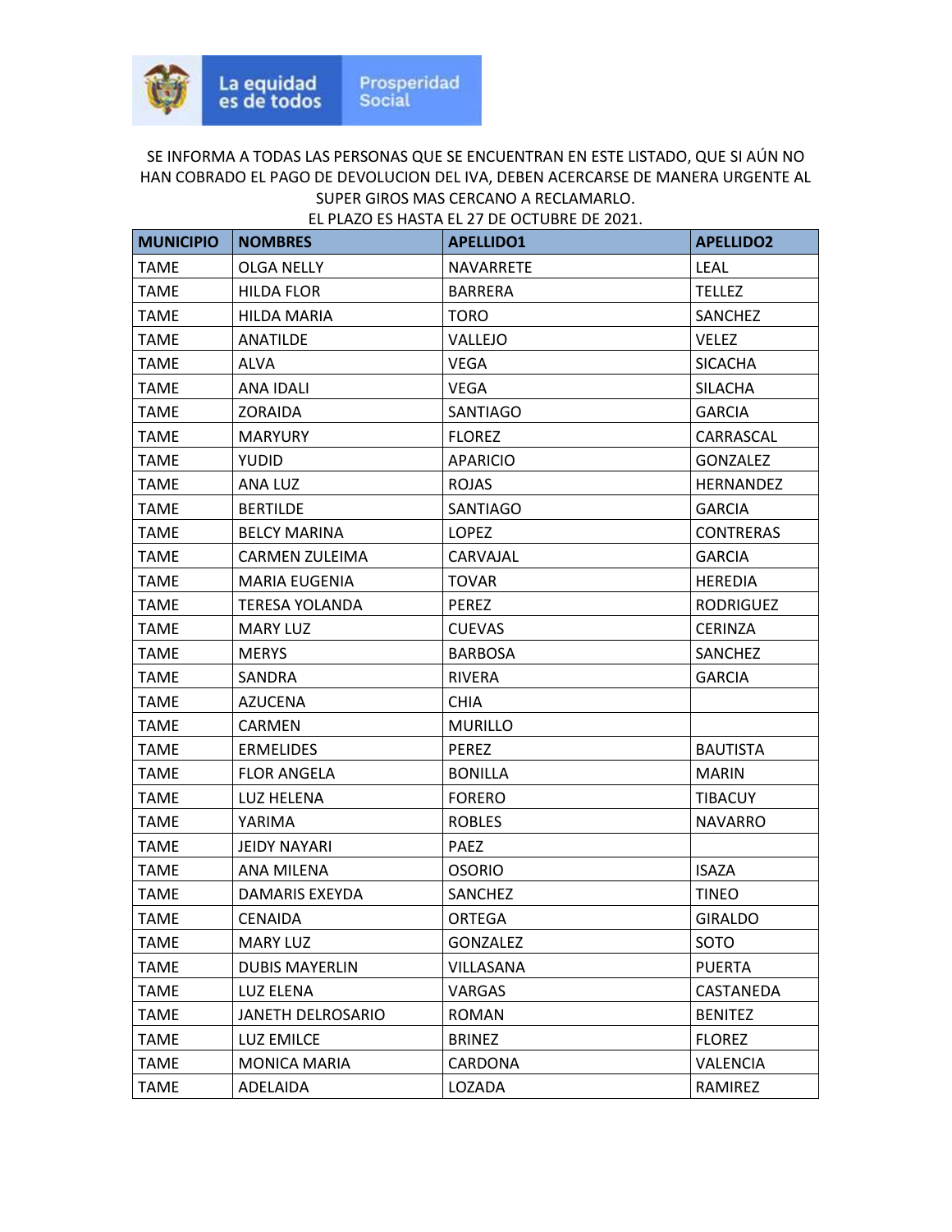La equidad es de todos | Prosperidad Social

SE INFORMA A TODAS LAS PERSONAS QUE SE ENCUENTRAN EN ESTE LISTADO, QUE SI AÚN NO HAN COBRADO EL PAGO DE DEVOLUCION DEL IVA, DEBEN ACERCARSE DE MANERA URGENTE AL SUPER GIROS MAS CERCANO A RECLAMARLO.
EL PLAZO ES HASTA EL 27 DE OCTUBRE DE 2021.

| MUNICIPIO | NOMBRES | APELLIDO1 | APELLIDO2 |
|---|---|---|---|
| TAME | OLGA NELLY | NAVARRETE | LEAL |
| TAME | HILDA FLOR | BARRERA | TELLEZ |
| TAME | HILDA MARIA | TORO | SANCHEZ |
| TAME | ANATILDE | VALLEJO | VELEZ |
| TAME | ALVA | VEGA | SICACHA |
| TAME | ANA IDALI | VEGA | SILACHA |
| TAME | ZORAIDA | SANTIAGO | GARCIA |
| TAME | MARYURY | FLOREZ | CARRASCAL |
| TAME | YUDID | APARICIO | GONZALEZ |
| TAME | ANA LUZ | ROJAS | HERNANDEZ |
| TAME | BERTILDE | SANTIAGO | GARCIA |
| TAME | BELCY MARINA | LOPEZ | CONTRERAS |
| TAME | CARMEN ZULEIMA | CARVAJAL | GARCIA |
| TAME | MARIA EUGENIA | TOVAR | HEREDIA |
| TAME | TERESA YOLANDA | PEREZ | RODRIGUEZ |
| TAME | MARY LUZ | CUEVAS | CERINZA |
| TAME | MERYS | BARBOSA | SANCHEZ |
| TAME | SANDRA | RIVERA | GARCIA |
| TAME | AZUCENA | CHIA | |
| TAME | CARMEN | MURILLO | |
| TAME | ERMELIDES | PEREZ | BAUTISTA |
| TAME | FLOR ANGELA | BONILLA | MARIN |
| TAME | LUZ HELENA | FORERO | TIBACUY |
| TAME | YARIMA | ROBLES | NAVARRO |
| TAME | JEIDY NAYARI | PAEZ | |
| TAME | ANA MILENA | OSORIO | ISAZA |
| TAME | DAMARIS EXEYDA | SANCHEZ | TINEO |
| TAME | CENAIDA | ORTEGA | GIRALDO |
| TAME | MARY LUZ | GONZALEZ | SOTO |
| TAME | DUBIS MAYERLIN | VILLASANA | PUERTA |
| TAME | LUZ ELENA | VARGAS | CASTANEDA |
| TAME | JANETH DELROSARIO | ROMAN | BENITEZ |
| TAME | LUZ EMILCE | BRINEZ | FLOREZ |
| TAME | MONICA MARIA | CARDONA | VALENCIA |
| TAME | ADELAIDA | LOZADA | RAMIREZ |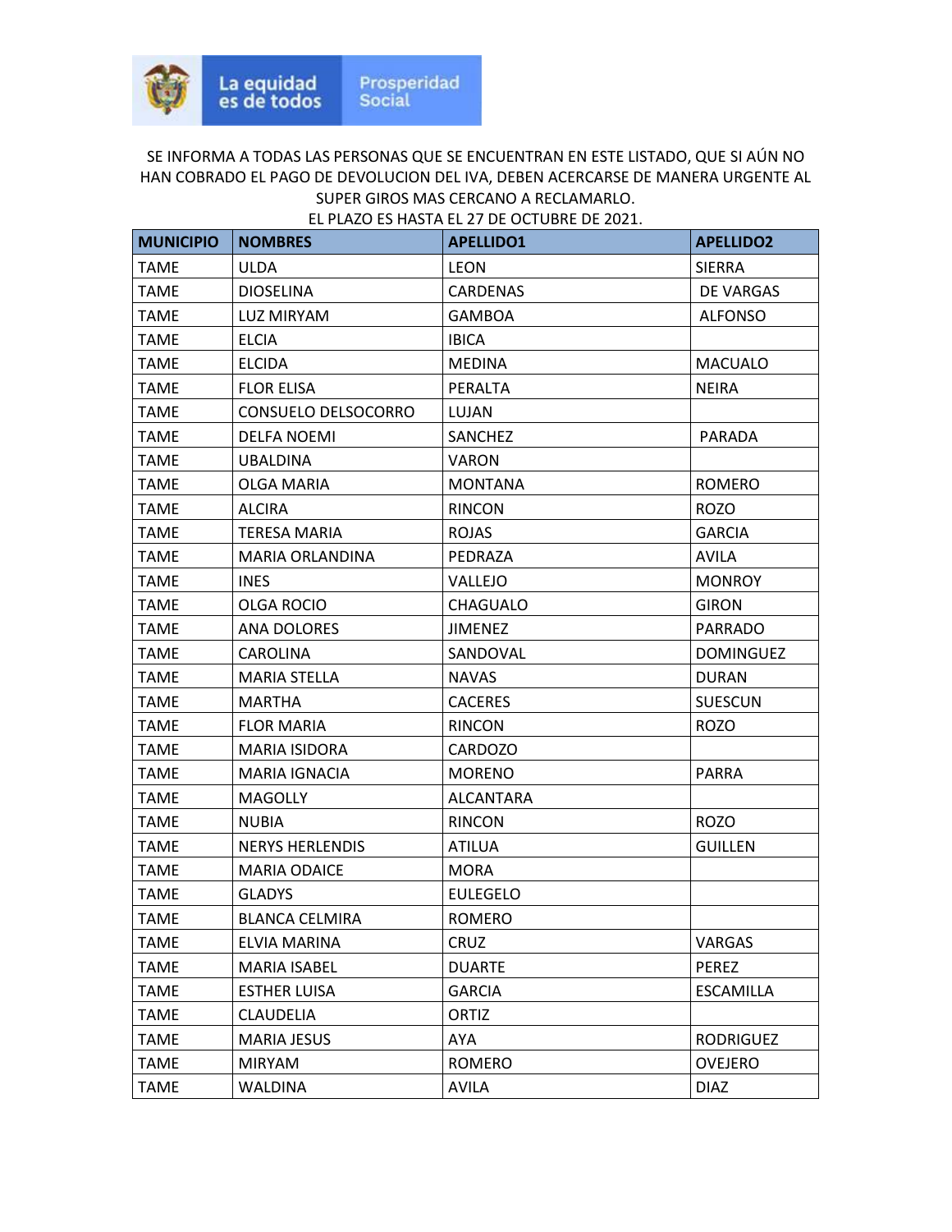La equidad es de todos | Prosperidad Social

SE INFORMA A TODAS LAS PERSONAS QUE SE ENCUENTRAN EN ESTE LISTADO, QUE SI AÚN NO HAN COBRADO EL PAGO DE DEVOLUCION DEL IVA, DEBEN ACERCARSE DE MANERA URGENTE AL SUPER GIROS MAS CERCANO A RECLAMARLO.
EL PLAZO ES HASTA EL 27 DE OCTUBRE DE 2021.

| MUNICIPIO | NOMBRES | APELLIDO1 | APELLIDO2 |
|---|---|---|---|
| TAME | ULDA | LEON | SIERRA |
| TAME | DIOSELINA | CARDENAS | DE VARGAS |
| TAME | LUZ MIRYAM | GAMBOA | ALFONSO |
| TAME | ELCIA | IBICA | |
| TAME | ELCIDA | MEDINA | MACUALO |
| TAME | FLOR ELISA | PERALTA | NEIRA |
| TAME | CONSUELO DELSOCORRO | LUJAN | |
| TAME | DELFA NOEMI | SANCHEZ | PARADA |
| TAME | UBALDINA | VARON | |
| TAME | OLGA MARIA | MONTANA | ROMERO |
| TAME | ALCIRA | RINCON | ROZO |
| TAME | TERESA MARIA | ROJAS | GARCIA |
| TAME | MARIA ORLANDINA | PEDRAZA | AVILA |
| TAME | INES | VALLEJO | MONROY |
| TAME | OLGA ROCIO | CHAGUALO | GIRON |
| TAME | ANA DOLORES | JIMENEZ | PARRADO |
| TAME | CAROLINA | SANDOVAL | DOMINGUEZ |
| TAME | MARIA STELLA | NAVAS | DURAN |
| TAME | MARTHA | CACERES | SUESCUN |
| TAME | FLOR MARIA | RINCON | ROZO |
| TAME | MARIA ISIDORA | CARDOZO | |
| TAME | MARIA IGNACIA | MORENO | PARRA |
| TAME | MAGOLLY | ALCANTARA | |
| TAME | NUBIA | RINCON | ROZO |
| TAME | NERYS HERLENDIS | ATILUA | GUILLEN |
| TAME | MARIA ODAICE | MORA | |
| TAME | GLADYS | EULEGELO | |
| TAME | BLANCA CELMIRA | ROMERO | |
| TAME | ELVIA MARINA | CRUZ | VARGAS |
| TAME | MARIA ISABEL | DUARTE | PEREZ |
| TAME | ESTHER LUISA | GARCIA | ESCAMILLA |
| TAME | CLAUDELIA | ORTIZ | |
| TAME | MARIA JESUS | AYA | RODRIGUEZ |
| TAME | MIRYAM | ROMERO | OVEJERO |
| TAME | WALDINA | AVILA | DIAZ |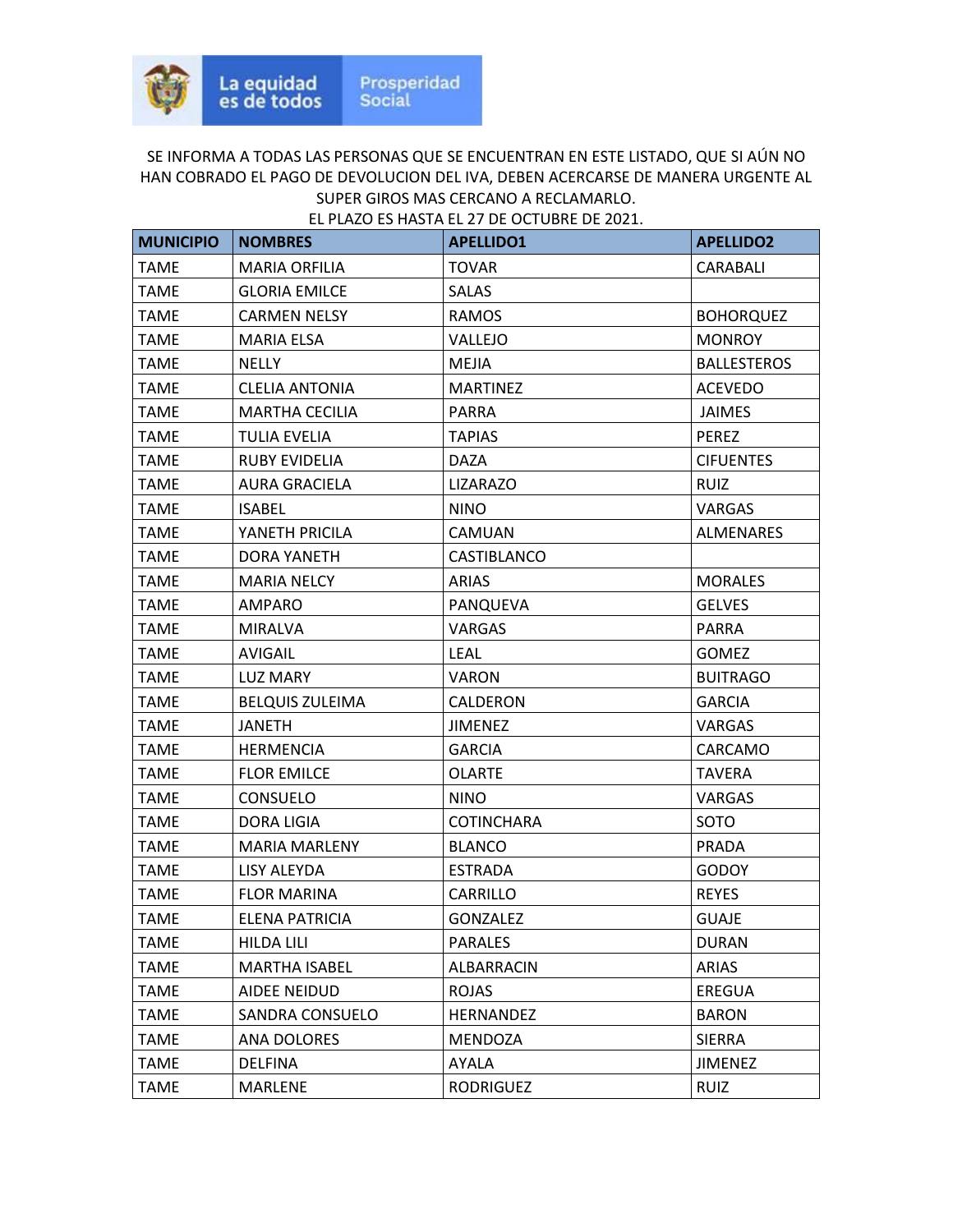SE INFORMA A TODAS LAS PERSONAS QUE SE ENCUENTRAN EN ESTE LISTADO, QUE SI AÚN NO HAN COBRADO EL PAGO DE DEVOLUCION DEL IVA, DEBEN ACERCARSE DE MANERA URGENTE AL SUPER GIROS MAS CERCANO A RECLAMARLO.
EL PLAZO ES HASTA EL 27 DE OCTUBRE DE 2021.

| MUNICIPIO | NOMBRES | APELLIDO1 | APELLIDO2 |
| --- | --- | --- | --- |
| TAME | MARIA ORFILIA | TOVAR | CARABALI |
| TAME | GLORIA EMILCE | SALAS | |
| TAME | CARMEN NELSY | RAMOS | BOHORQUEZ |
| TAME | MARIA ELSA | VALLEJO | MONROY |
| TAME | NELLY | MEJIA | BALLESTEROS |
| TAME | CLELIA ANTONIA | MARTINEZ | ACEVEDO |
| TAME | MARTHA CECILIA | PARRA | JAIMES |
| TAME | TULIA EVELIA | TAPIAS | PEREZ |
| TAME | RUBY EVIDELIA | DAZA | CIFUENTES |
| TAME | AURA GRACIELA | LIZARAZO | RUIZ |
| TAME | ISABEL | NINO | VARGAS |
| TAME | YANETH PRICILA | CAMUAN | ALMENARES |
| TAME | DORA YANETH | CASTIBLANCO | |
| TAME | MARIA NELCY | ARIAS | MORALES |
| TAME | AMPARO | PANQUEVA | GELVES |
| TAME | MIRALVA | VARGAS | PARRA |
| TAME | AVIGAIL | LEAL | GOMEZ |
| TAME | LUZ MARY | VARON | BUITRAGO |
| TAME | BELQUIS ZULEIMA | CALDERON | GARCIA |
| TAME | JANETH | JIMENEZ | VARGAS |
| TAME | HERMENCIA | GARCIA | CARCAMO |
| TAME | FLOR EMILCE | OLARTE | TAVERA |
| TAME | CONSUELO | NINO | VARGAS |
| TAME | DORA LIGIA | COTINCHARA | SOTO |
| TAME | MARIA MARLENY | BLANCO | PRADA |
| TAME | LISY ALEYDA | ESTRADA | GODOY |
| TAME | FLOR MARINA | CARRILLO | REYES |
| TAME | ELENA PATRICIA | GONZALEZ | GUAJE |
| TAME | HILDA LILI | PARALES | DURAN |
| TAME | MARTHA ISABEL | ALBARRACIN | ARIAS |
| TAME | AIDEE NEIDUD | ROJAS | EREGUA |
| TAME | SANDRA CONSUELO | HERNANDEZ | BARON |
| TAME | ANA DOLORES | MENDOZA | SIERRA |
| TAME | DELFINA | AYALA | JIMENEZ |
| TAME | MARLENE | RODRIGUEZ | RUIZ |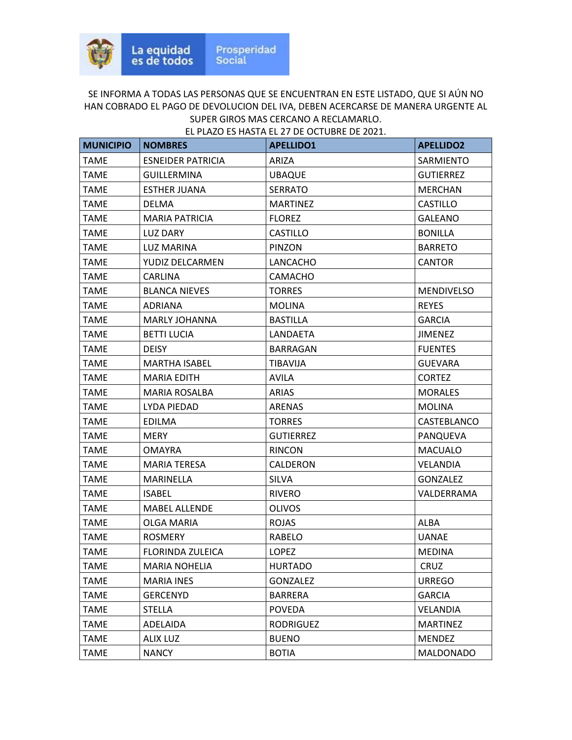SE INFORMA A TODAS LAS PERSONAS QUE SE ENCUENTRAN EN ESTE LISTADO, QUE SI AÚN NO HAN COBRADO EL PAGO DE DEVOLUCION DEL IVA, DEBEN ACERCARSE DE MANERA URGENTE AL SUPER GIROS MAS CERCANO A RECLAMARLO.
EL PLAZO ES HASTA EL 27 DE OCTUBRE DE 2021.

| MUNICIPIO | NOMBRES | APELLIDO1 | APELLIDO2 |
|---|---|---|---|
| TAME | ESNEIDER PATRICIA | ARIZA | SARMIENTO |
| TAME | GUILLERMINA | UBAQUE | GUTIERREZ |
| TAME | ESTHER JUANA | SERRATO | MERCHAN |
| TAME | DELMA | MARTINEZ | CASTILLO |
| TAME | MARIA PATRICIA | FLOREZ | GALEANO |
| TAME | LUZ DARY | CASTILLO | BONILLA |
| TAME | LUZ MARINA | PINZON | BARRETO |
| TAME | YUDIZ DELCARMEN | LANCACHO | CANTOR |
| TAME | CARLINA | CAMACHO | |
| TAME | BLANCA NIEVES | TORRES | MENDIVELSO |
| TAME | ADRIANA | MOLINA | REYES |
| TAME | MARLY JOHANNA | BASTILLA | GARCIA |
| TAME | BETTI LUCIA | LANDAETA | JIMENEZ |
| TAME | DEISY | BARRAGAN | FUENTES |
| TAME | MARTHA ISABEL | TIBAVIJA | GUEVARA |
| TAME | MARIA EDITH | AVILA | CORTEZ |
| TAME | MARIA ROSALBA | ARIAS | MORALES |
| TAME | LYDA PIEDAD | ARENAS | MOLINA |
| TAME | EDILMA | TORRES | CASTEBLANCO |
| TAME | MERY | GUTIERREZ | PANQUEVA |
| TAME | OMAYRA | RINCON | MACUALO |
| TAME | MARIA TERESA | CALDERON | VELANDIA |
| TAME | MARINELLA | SILVA | GONZALEZ |
| TAME | ISABEL | RIVERO | VALDERRAMA |
| TAME | MABEL ALLENDE | OLIVOS | |
| TAME | OLGA MARIA | ROJAS | ALBA |
| TAME | ROSMERY | RABELO | UANAE |
| TAME | FLORINDA ZULEICA | LOPEZ | MEDINA |
| TAME | MARIA NOHELIA | HURTADO | CRUZ |
| TAME | MARIA INES | GONZALEZ | URREGO |
| TAME | GERCENYD | BARRERA | GARCIA |
| TAME | STELLA | POVEDA | VELANDIA |
| TAME | ADELAIDA | RODRIGUEZ | MARTINEZ |
| TAME | ALIX LUZ | BUENO | MENDEZ |
| TAME | NANCY | BOTIA | MALDONADO |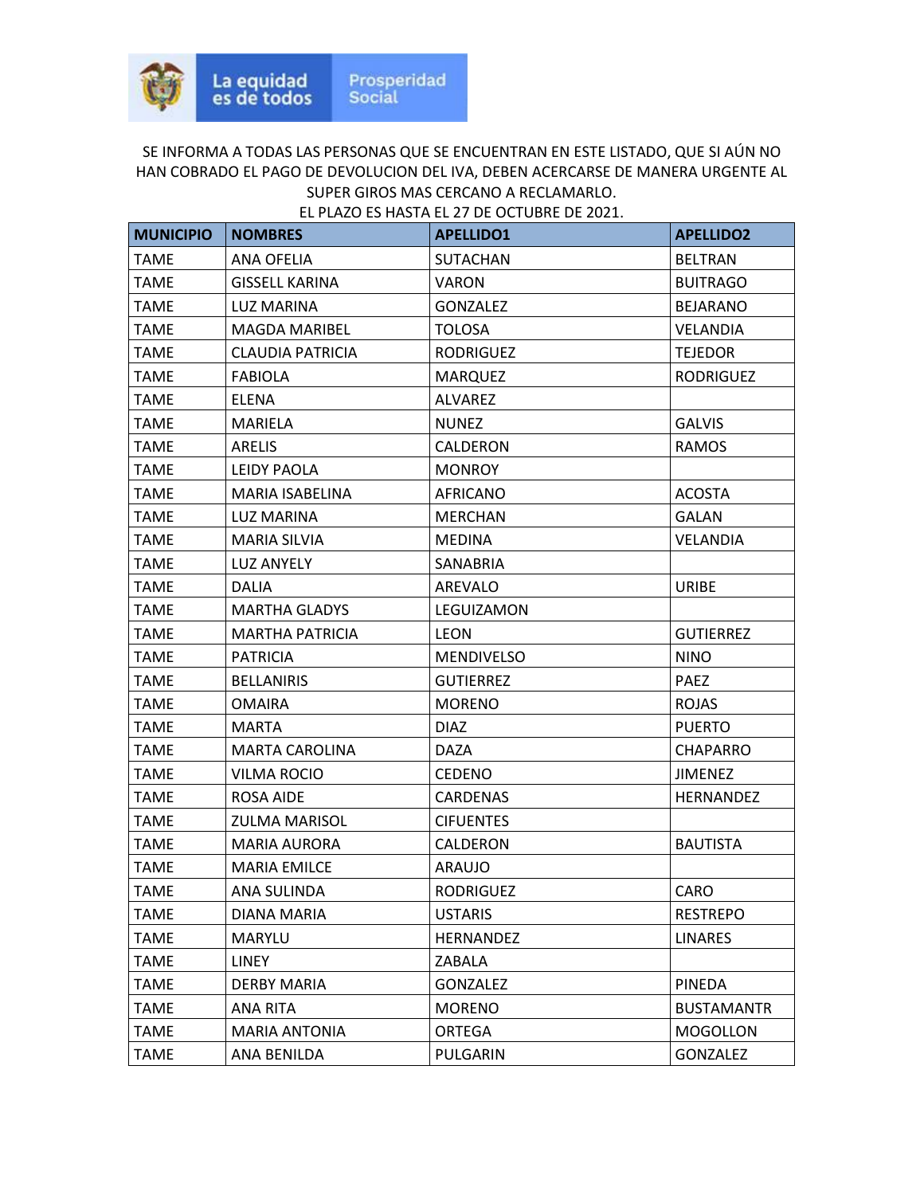La equidad es de todos | Prosperidad Social

SE INFORMA A TODAS LAS PERSONAS QUE SE ENCUENTRAN EN ESTE LISTADO, QUE SI AÚN NO HAN COBRADO EL PAGO DE DEVOLUCION DEL IVA, DEBEN ACERCARSE DE MANERA URGENTE AL SUPER GIROS MAS CERCANO A RECLAMARLO.
EL PLAZO ES HASTA EL 27 DE OCTUBRE DE 2021.

| MUNICIPIO | NOMBRES | APELLIDO1 | APELLIDO2 |
|---|---|---|---|
| TAME | ANA OFELIA | SUTACHAN | BELTRAN |
| TAME | GISSELL KARINA | VARON | BUITRAGO |
| TAME | LUZ MARINA | GONZALEZ | BEJARANO |
| TAME | MAGDA MARIBEL | TOLOSA | VELANDIA |
| TAME | CLAUDIA PATRICIA | RODRIGUEZ | TEJEDOR |
| TAME | FABIOLA | MARQUEZ | RODRIGUEZ |
| TAME | ELENA | ALVAREZ | |
| TAME | MARIELA | NUNEZ | GALVIS |
| TAME | ARELIS | CALDERON | RAMOS |
| TAME | LEIDY PAOLA | MONROY | |
| TAME | MARIA ISABELINA | AFRICANO | ACOSTA |
| TAME | LUZ MARINA | MERCHAN | GALAN |
| TAME | MARIA SILVIA | MEDINA | VELANDIA |
| TAME | LUZ ANYELY | SANABRIA | |
| TAME | DALIA | AREVALO | URIBE |
| TAME | MARTHA GLADYS | LEGUIZAMON | |
| TAME | MARTHA PATRICIA | LEON | GUTIERREZ |
| TAME | PATRICIA | MENDIVELSO | NINO |
| TAME | BELLANIRIS | GUTIERREZ | PAEZ |
| TAME | OMAIRA | MORENO | ROJAS |
| TAME | MARTA | DIAZ | PUERTO |
| TAME | MARTA CAROLINA | DAZA | CHAPARRO |
| TAME | VILMA ROCIO | CEDENO | JIMENEZ |
| TAME | ROSA AIDE | CARDENAS | HERNANDEZ |
| TAME | ZULMA MARISOL | CIFUENTES | |
| TAME | MARIA AURORA | CALDERON | BAUTISTA |
| TAME | MARIA EMILCE | ARAUJO | |
| TAME | ANA SULINDA | RODRIGUEZ | CARO |
| TAME | DIANA MARIA | USTARIS | RESTREPO |
| TAME | MARYLU | HERNANDEZ | LINARES |
| TAME | LINEY | ZABALA | |
| TAME | DERBY MARIA | GONZALEZ | PINEDA |
| TAME | ANA RITA | MORENO | BUSTAMANTR |
| TAME | MARIA ANTONIA | ORTEGA | MOGOLLON |
| TAME | ANA BENILDA | PULGARIN | GONZALEZ |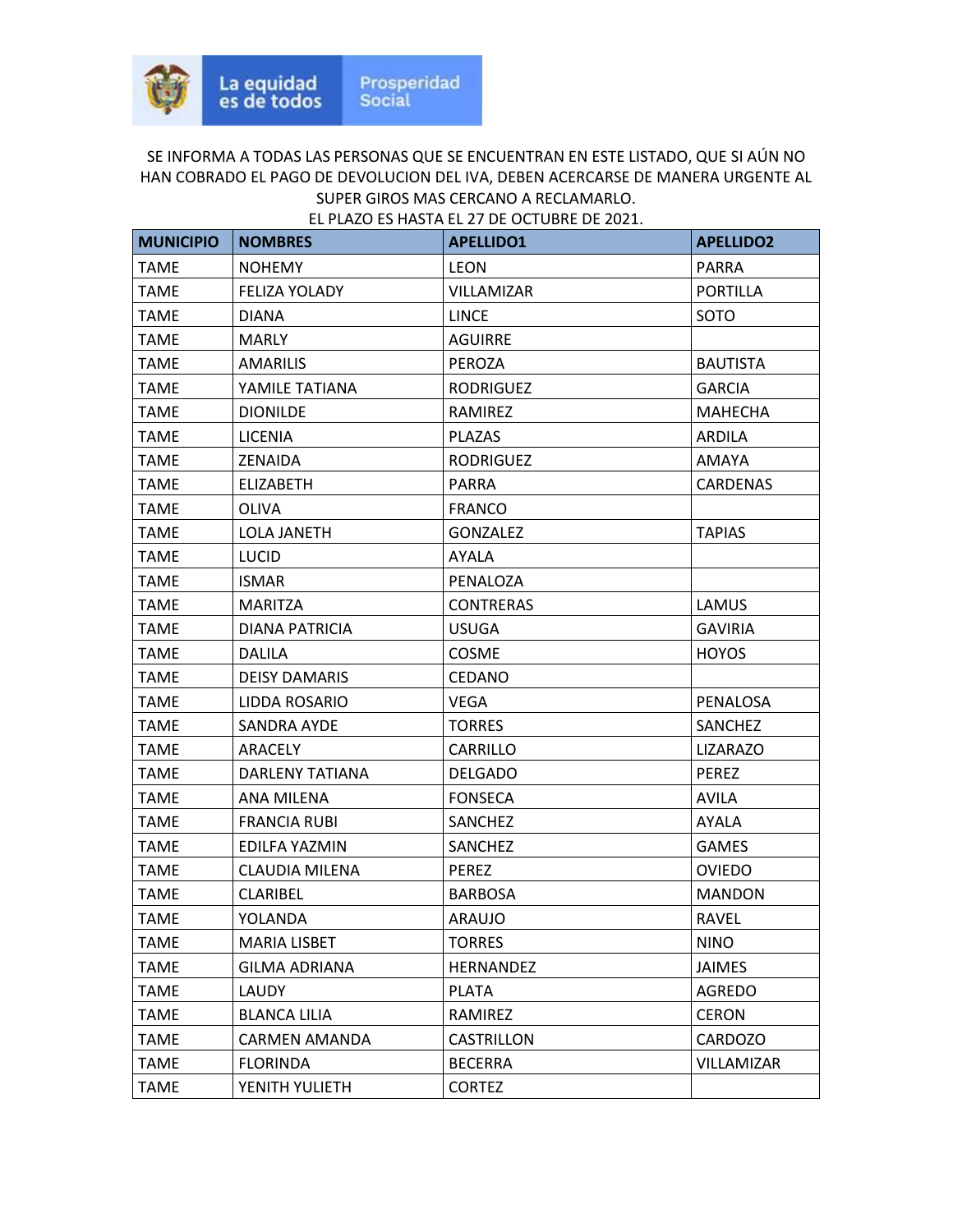La equidad es de todos | Prosperidad Social

SE INFORMA A TODAS LAS PERSONAS QUE SE ENCUENTRAN EN ESTE LISTADO, QUE SI AÚN NO HAN COBRADO EL PAGO DE DEVOLUCION DEL IVA, DEBEN ACERCARSE DE MANERA URGENTE AL SUPER GIROS MAS CERCANO A RECLAMARLO.
EL PLAZO ES HASTA EL 27 DE OCTUBRE DE 2021.

| MUNICIPIO | NOMBRES | APELLIDO1 | APELLIDO2 |
|---|---|---|---|
| TAME | NOHEMY | LEON | PARRA |
| TAME | FELIZA YOLADY | VILLAMIZAR | PORTILLA |
| TAME | DIANA | LINCE | SOTO |
| TAME | MARLY | AGUIRRE | |
| TAME | AMARILIS | PEROZA | BAUTISTA |
| TAME | YAMILE TATIANA | RODRIGUEZ | GARCIA |
| TAME | DIONILDE | RAMIREZ | MAHECHA |
| TAME | LICENIA | PLAZAS | ARDILA |
| TAME | ZENAIDA | RODRIGUEZ | AMAYA |
| TAME | ELIZABETH | PARRA | CARDENAS |
| TAME | OLIVA | FRANCO | |
| TAME | LOLA JANETH | GONZALEZ | TAPIAS |
| TAME | LUCID | AYALA | |
| TAME | ISMAR | PENALOZA | |
| TAME | MARITZA | CONTRERAS | LAMUS |
| TAME | DIANA PATRICIA | USUGA | GAVIRIA |
| TAME | DALILA | COSME | HOYOS |
| TAME | DEISY DAMARIS | CEDANO | |
| TAME | LIDDA ROSARIO | VEGA | PENALOSA |
| TAME | SANDRA AYDE | TORRES | SANCHEZ |
| TAME | ARACELY | CARRILLO | LIZARAZO |
| TAME | DARLENY TATIANA | DELGADO | PEREZ |
| TAME | ANA MILENA | FONSECA | AVILA |
| TAME | FRANCIA RUBI | SANCHEZ | AYALA |
| TAME | EDILFA YAZMIN | SANCHEZ | GAMES |
| TAME | CLAUDIA MILENA | PEREZ | OVIEDO |
| TAME | CLARIBEL | BARBOSA | MANDON |
| TAME | YOLANDA | ARAUJO | RAVEL |
| TAME | MARIA LISBET | TORRES | NINO |
| TAME | GILMA ADRIANA | HERNANDEZ | JAIMES |
| TAME | LAUDY | PLATA | AGREDO |
| TAME | BLANCA LILIA | RAMIREZ | CERON |
| TAME | CARMEN AMANDA | CASTRILLON | CARDOZO |
| TAME | FLORINDA | BECERRA | VILLAMIZAR |
| TAME | YENITH YULIETH | CORTEZ | |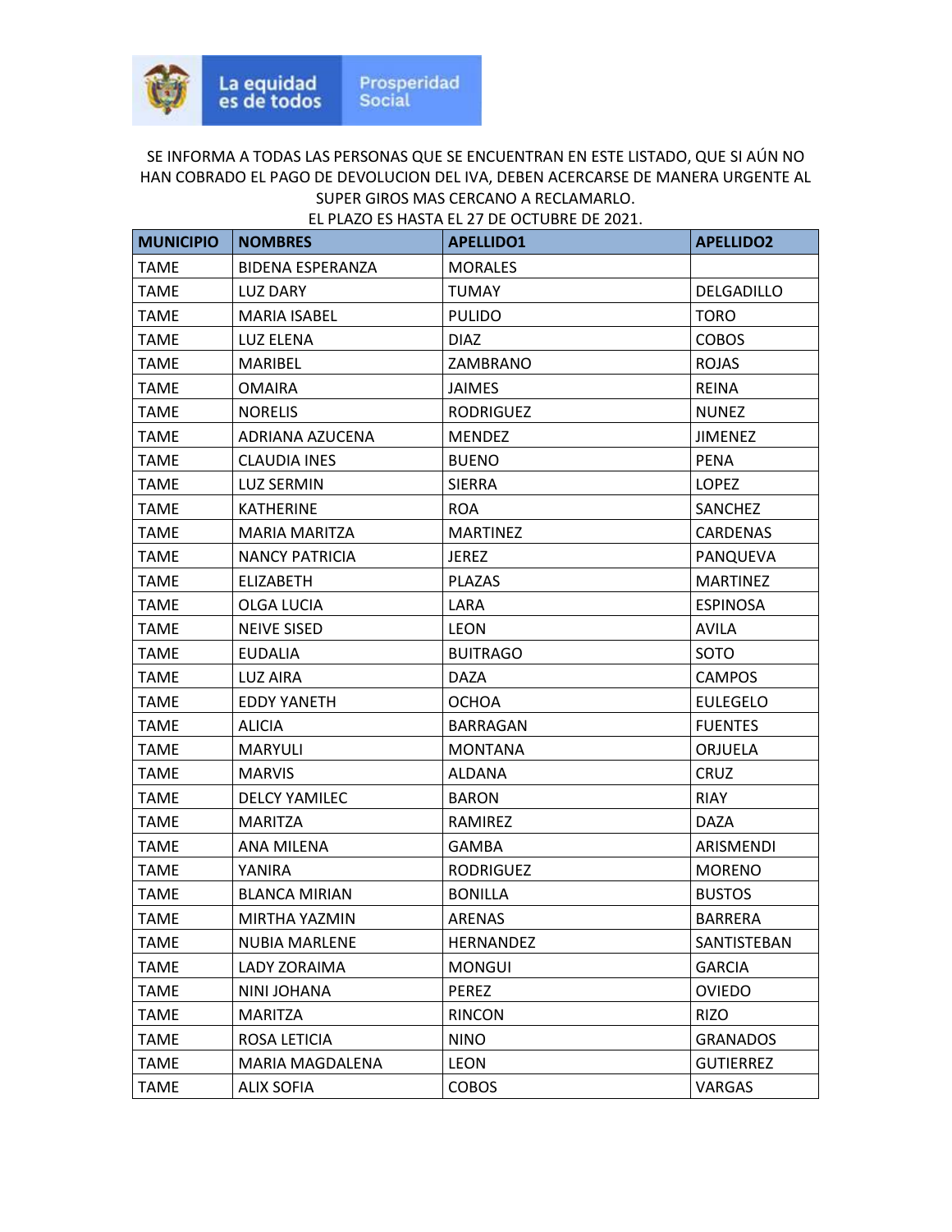La equidad es de todos | Prosperidad Social

SE INFORMA A TODAS LAS PERSONAS QUE SE ENCUENTRAN EN ESTE LISTADO, QUE SI AÚN NO HAN COBRADO EL PAGO DE DEVOLUCION DEL IVA, DEBEN ACERCARSE DE MANERA URGENTE AL SUPER GIROS MAS CERCANO A RECLAMARLO.
EL PLAZO ES HASTA EL 27 DE OCTUBRE DE 2021.

| MUNICIPIO | NOMBRES | APELLIDO1 | APELLIDO2 |
|---|---|---|---|
| TAME | BIDENA ESPERANZA | MORALES | |
| TAME | LUZ DARY | TUMAY | DELGADILLO |
| TAME | MARIA ISABEL | PULIDO | TORO |
| TAME | LUZ ELENA | DIAZ | COBOS |
| TAME | MARIBEL | ZAMBRANO | ROJAS |
| TAME | OMAIRA | JAIMES | REINA |
| TAME | NORELIS | RODRIGUEZ | NUNEZ |
| TAME | ADRIANA AZUCENA | MENDEZ | JIMENEZ |
| TAME | CLAUDIA INES | BUENO | PENA |
| TAME | LUZ SERMIN | SIERRA | LOPEZ |
| TAME | KATHERINE | ROA | SANCHEZ |
| TAME | MARIA MARITZA | MARTINEZ | CARDENAS |
| TAME | NANCY PATRICIA | JEREZ | PANQUEVA |
| TAME | ELIZABETH | PLAZAS | MARTINEZ |
| TAME | OLGA LUCIA | LARA | ESPINOSA |
| TAME | NEIVE SISED | LEON | AVILA |
| TAME | EUDALIA | BUITRAGO | SOTO |
| TAME | LUZ AIRA | DAZA | CAMPOS |
| TAME | EDDY YANETH | OCHOA | EULEGELO |
| TAME | ALICIA | BARRAGAN | FUENTES |
| TAME | MARYULI | MONTANA | ORJUELA |
| TAME | MARVIS | ALDANA | CRUZ |
| TAME | DELCY YAMILEC | BARON | RIAY |
| TAME | MARITZA | RAMIREZ | DAZA |
| TAME | ANA MILENA | GAMBA | ARISMENDI |
| TAME | YANIRA | RODRIGUEZ | MORENO |
| TAME | BLANCA MIRIAN | BONILLA | BUSTOS |
| TAME | MIRTHA YAZMIN | ARENAS | BARRERA |
| TAME | NUBIA MARLENE | HERNANDEZ | SANTISTEBAN |
| TAME | LADY ZORAIMA | MONGUI | GARCIA |
| TAME | NINI JOHANA | PEREZ | OVIEDO |
| TAME | MARITZA | RINCON | RIZO |
| TAME | ROSA LETICIA | NINO | GRANADOS |
| TAME | MARIA MAGDALENA | LEON | GUTIERREZ |
| TAME | ALIX SOFIA | COBOS | VARGAS |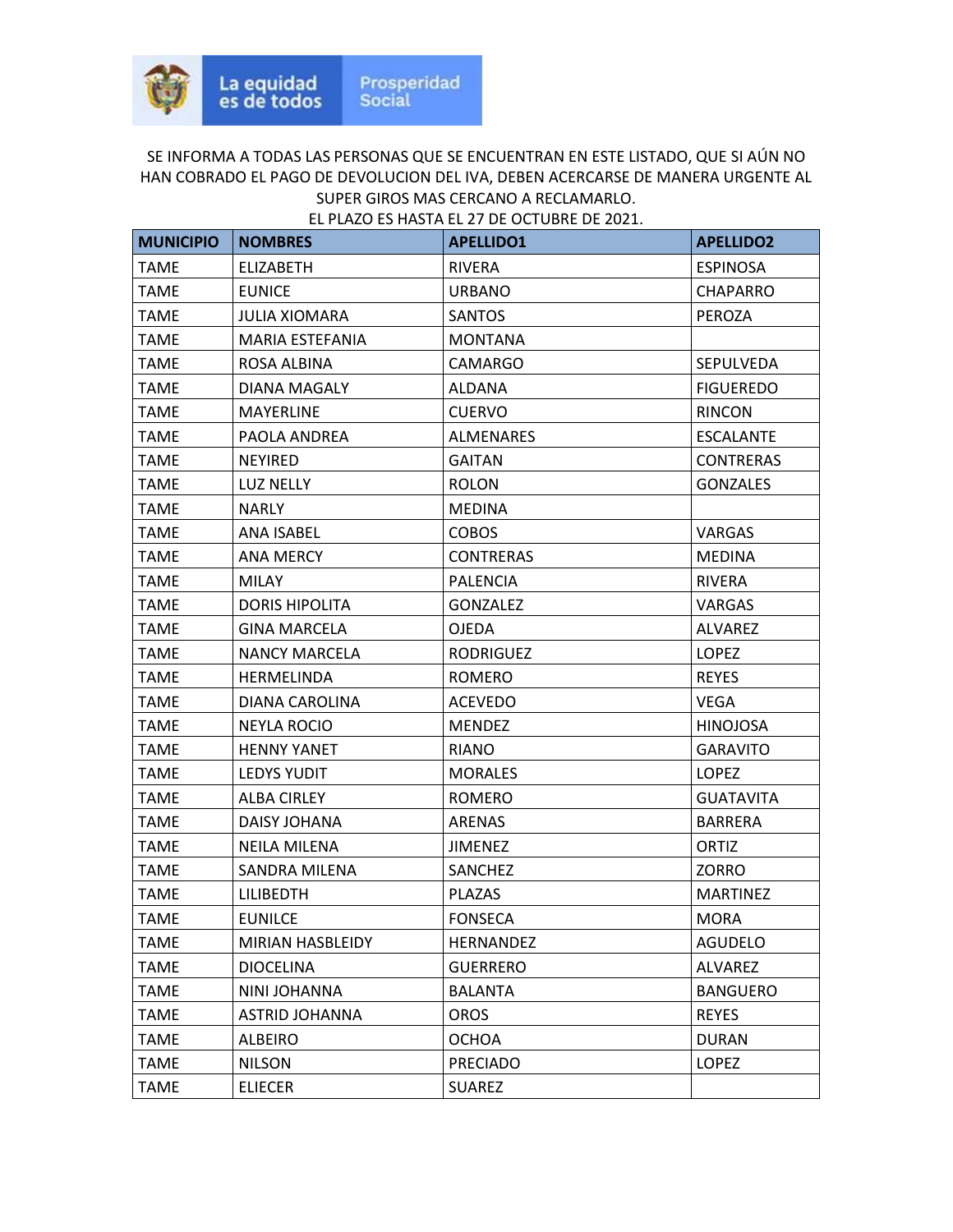SE INFORMA A TODAS LAS PERSONAS QUE SE ENCUENTRAN EN ESTE LISTADO, QUE SI AÚN NO HAN COBRADO EL PAGO DE DEVOLUCION DEL IVA, DEBEN ACERCARSE DE MANERA URGENTE AL SUPER GIROS MAS CERCANO A RECLAMARLO.
EL PLAZO ES HASTA EL 27 DE OCTUBRE DE 2021.

| MUNICIPIO | NOMBRES | APELLIDO1 | APELLIDO2 |
|---|---|---|---|
| TAME | ELIZABETH | RIVERA | ESPINOSA |
| TAME | EUNICE | URBANO | CHAPARRO |
| TAME | JULIA XIOMARA | SANTOS | PEROZA |
| TAME | MARIA ESTEFANIA | MONTANA | |
| TAME | ROSA ALBINA | CAMARGO | SEPULVEDA |
| TAME | DIANA MAGALY | ALDANA | FIGUEREDO |
| TAME | MAYERLINE | CUERVO | RINCON |
| TAME | PAOLA ANDREA | ALMENARES | ESCALANTE |
| TAME | NEYIRED | GAITAN | CONTRERAS |
| TAME | LUZ NELLY | ROLON | GONZALES |
| TAME | NARLY | MEDINA | |
| TAME | ANA ISABEL | COBOS | VARGAS |
| TAME | ANA MERCY | CONTRERAS | MEDINA |
| TAME | MILAY | PALENCIA | RIVERA |
| TAME | DORIS HIPOLITA | GONZALEZ | VARGAS |
| TAME | GINA MARCELA | OJEDA | ALVAREZ |
| TAME | NANCY MARCELA | RODRIGUEZ | LOPEZ |
| TAME | HERMELINDA | ROMERO | REYES |
| TAME | DIANA CAROLINA | ACEVEDO | VEGA |
| TAME | NEYLA ROCIO | MENDEZ | HINOJOSA |
| TAME | HENNY YANET | RIANO | GARAVITO |
| TAME | LEDYS YUDIT | MORALES | LOPEZ |
| TAME | ALBA CIRLEY | ROMERO | GUATAVITA |
| TAME | DAISY JOHANA | ARENAS | BARRERA |
| TAME | NEILA MILENA | JIMENEZ | ORTIZ |
| TAME | SANDRA MILENA | SANCHEZ | ZORRO |
| TAME | LILIBEDTH | PLAZAS | MARTINEZ |
| TAME | EUNILCE | FONSECA | MORA |
| TAME | MIRIAN HASBLEIDY | HERNANDEZ | AGUDELO |
| TAME | DIOCELINA | GUERRERO | ALVAREZ |
| TAME | NINI JOHANNA | BALANTA | BANGUERO |
| TAME | ASTRID JOHANNA | OROS | REYES |
| TAME | ALBEIRO | OCHOA | DURAN |
| TAME | NILSON | PRECIADO | LOPEZ |
| TAME | ELIECER | SUAREZ | |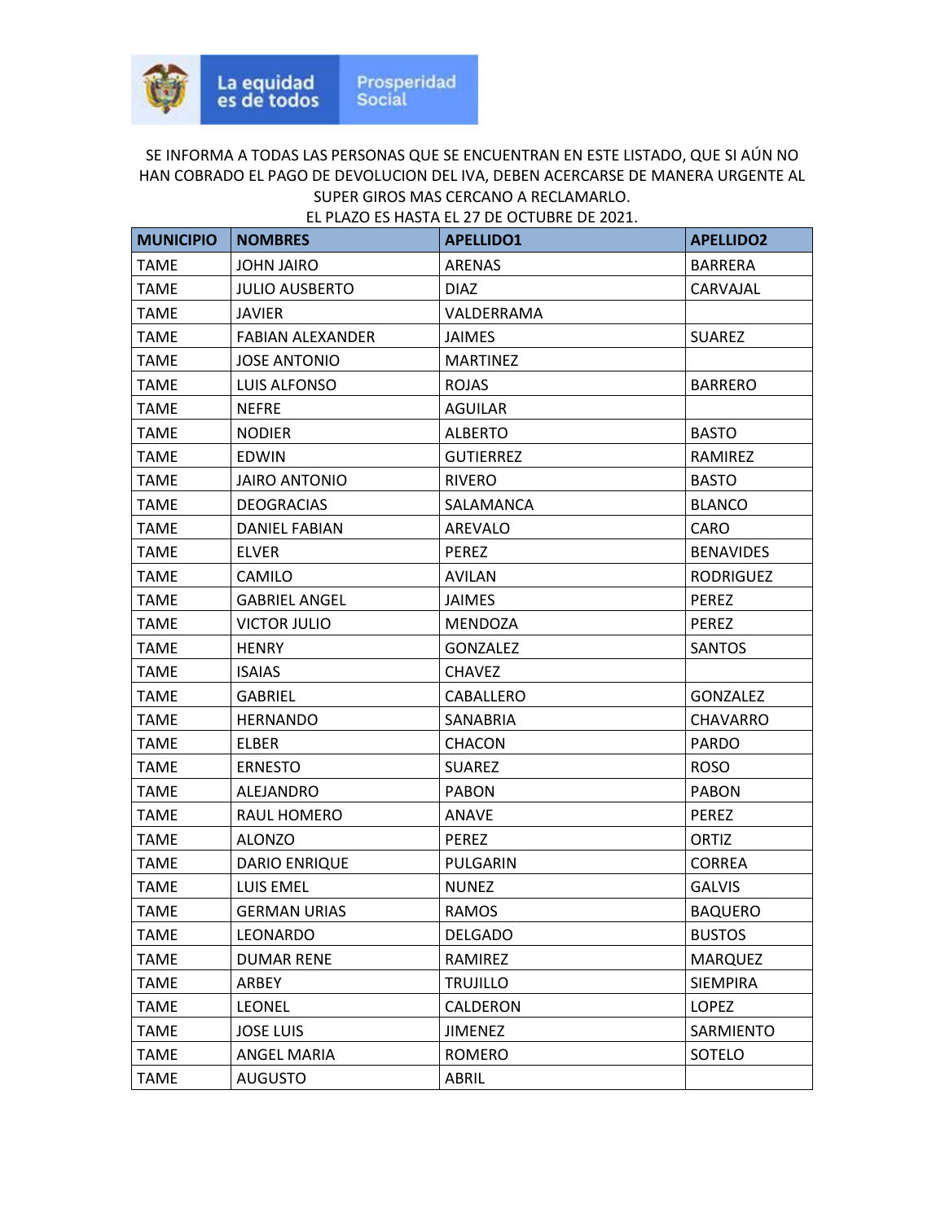La equidad es de todos | Prosperidad Social

SE INFORMA A TODAS LAS PERSONAS QUE SE ENCUENTRAN EN ESTE LISTADO, QUE SI AÚN NO HAN COBRADO EL PAGO DE DEVOLUCION DEL IVA, DEBEN ACERCARSE DE MANERA URGENTE AL SUPER GIROS MAS CERCANO A RECLAMARLO.
EL PLAZO ES HASTA EL 27 DE OCTUBRE DE 2021.

| MUNICIPIO | NOMBRES | APELLIDO1 | APELLIDO2 |
|---|---|---|---|
| TAME | JOHN JAIRO | ARENAS | BARRERA |
| TAME | JULIO AUSBERTO | DIAZ | CARVAJAL |
| TAME | JAVIER | VALDERRAMA | |
| TAME | FABIAN ALEXANDER | JAIMES | SUAREZ |
| TAME | JOSE ANTONIO | MARTINEZ | |
| TAME | LUIS ALFONSO | ROJAS | BARRERO |
| TAME | NEFRE | AGUILAR | |
| TAME | NODIER | ALBERTO | BASTO |
| TAME | EDWIN | GUTIERREZ | RAMIREZ |
| TAME | JAIRO ANTONIO | RIVERO | BASTO |
| TAME | DEOGRACIAS | SALAMANCA | BLANCO |
| TAME | DANIEL FABIAN | AREVALO | CARO |
| TAME | ELVER | PEREZ | BENAVIDES |
| TAME | CAMILO | AVILAN | RODRIGUEZ |
| TAME | GABRIEL ANGEL | JAIMES | PEREZ |
| TAME | VICTOR JULIO | MENDOZA | PEREZ |
| TAME | HENRY | GONZALEZ | SANTOS |
| TAME | ISAIAS | CHAVEZ | |
| TAME | GABRIEL | CABALLERO | GONZALEZ |
| TAME | HERNANDO | SANABRIA | CHAVARRO |
| TAME | ELBER | CHACON | PARDO |
| TAME | ERNESTO | SUAREZ | ROSO |
| TAME | ALEJANDRO | PABON | PABON |
| TAME | RAUL HOMERO | ANAVE | PEREZ |
| TAME | ALONZO | PEREZ | ORTIZ |
| TAME | DARIO ENRIQUE | PULGARIN | CORREA |
| TAME | LUIS EMEL | NUNEZ | GALVIS |
| TAME | GERMAN URIAS | RAMOS | BAQUERO |
| TAME | LEONARDO | DELGADO | BUSTOS |
| TAME | DUMAR RENE | RAMIREZ | MARQUEZ |
| TAME | ARBEY | TRUJILLO | SIEMPIRA |
| TAME | LEONEL | CALDERON | LOPEZ |
| TAME | JOSE LUIS | JIMENEZ | SARMIENTO |
| TAME | ANGEL MARIA | ROMERO | SOTELO |
| TAME | AUGUSTO | ABRIL | |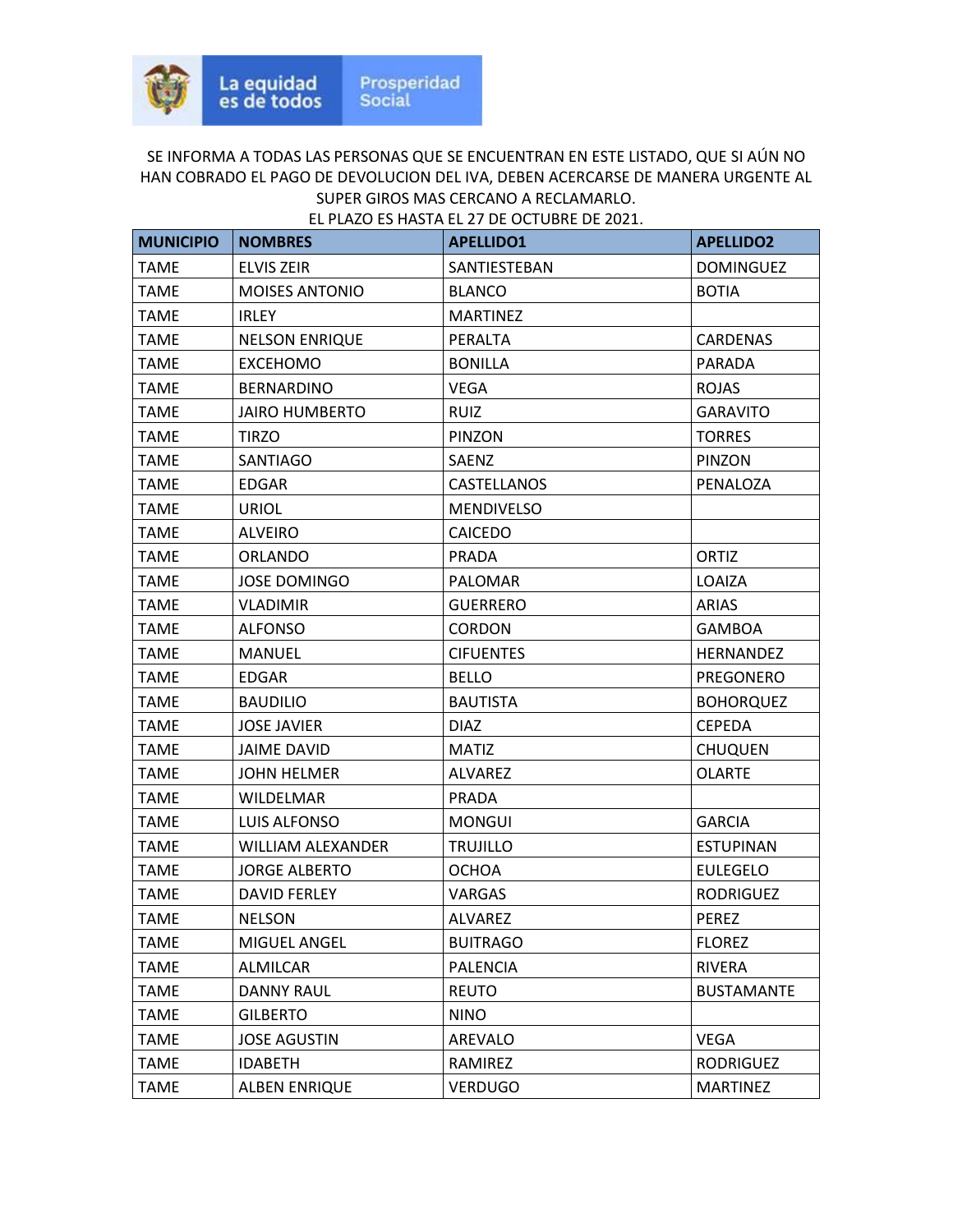SE INFORMA A TODAS LAS PERSONAS QUE SE ENCUENTRAN EN ESTE LISTADO, QUE SI AÚN NO HAN COBRADO EL PAGO DE DEVOLUCION DEL IVA, DEBEN ACERCARSE DE MANERA URGENTE AL SUPER GIROS MAS CERCANO A RECLAMARLO.
EL PLAZO ES HASTA EL 27 DE OCTUBRE DE 2021.

| MUNICIPIO | NOMBRES | APELLIDO1 | APELLIDO2 |
|---|---|---|---|
| TAME | ELVIS ZEIR | SANTIESTEBAN | DOMINGUEZ |
| TAME | MOISES ANTONIO | BLANCO | BOTIA |
| TAME | IRLEY | MARTINEZ | |
| TAME | NELSON ENRIQUE | PERALTA | CARDENAS |
| TAME | EXCEHOMO | BONILLA | PARADA |
| TAME | BERNARDINO | VEGA | ROJAS |
| TAME | JAIRO HUMBERTO | RUIZ | GARAVITO |
| TAME | TIRZO | PINZON | TORRES |
| TAME | SANTIAGO | SAENZ | PINZON |
| TAME | EDGAR | CASTELLANOS | PENALOZA |
| TAME | URIOL | MENDIVELSO | |
| TAME | ALVEIRO | CAICEDO | |
| TAME | ORLANDO | PRADA | ORTIZ |
| TAME | JOSE DOMINGO | PALOMAR | LOAIZA |
| TAME | VLADIMIR | GUERRERO | ARIAS |
| TAME | ALFONSO | CORDON | GAMBOA |
| TAME | MANUEL | CIFUENTES | HERNANDEZ |
| TAME | EDGAR | BELLO | PREGONERO |
| TAME | BAUDILIO | BAUTISTA | BOHORQUEZ |
| TAME | JOSE JAVIER | DIAZ | CEPEDA |
| TAME | JAIME DAVID | MATIZ | CHUQUEN |
| TAME | JOHN HELMER | ALVAREZ | OLARTE |
| TAME | WILDELMAR | PRADA | |
| TAME | LUIS ALFONSO | MONGUI | GARCIA |
| TAME | WILLIAM ALEXANDER | TRUJILLO | ESTUPINAN |
| TAME | JORGE ALBERTO | OCHOA | EULEGELO |
| TAME | DAVID FERLEY | VARGAS | RODRIGUEZ |
| TAME | NELSON | ALVAREZ | PEREZ |
| TAME | MIGUEL ANGEL | BUITRAGO | FLOREZ |
| TAME | ALMILCAR | PALENCIA | RIVERA |
| TAME | DANNY RAUL | REUTO | BUSTAMANTE |
| TAME | GILBERTO | NINO | |
| TAME | JOSE AGUSTIN | AREVALO | VEGA |
| TAME | IDABETH | RAMIREZ | RODRIGUEZ |
| TAME | ALBEN ENRIQUE | VERDUGO | MARTINEZ |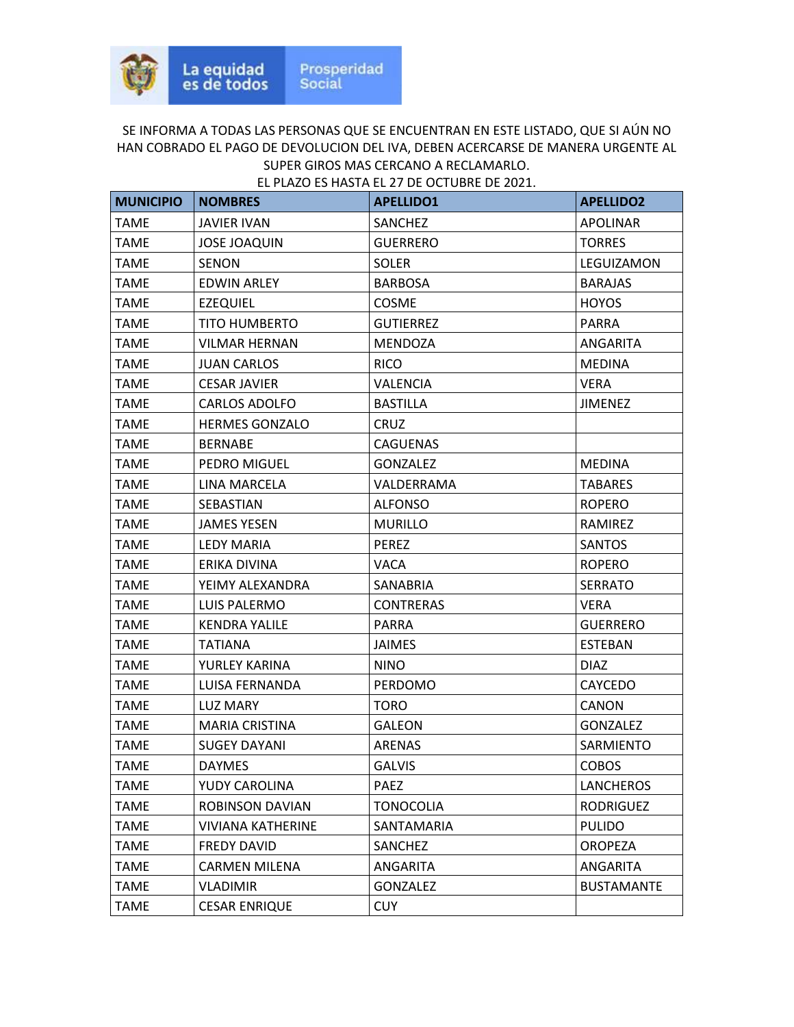La equidad es de todos | Prosperidad Social

SE INFORMA A TODAS LAS PERSONAS QUE SE ENCUENTRAN EN ESTE LISTADO, QUE SI AÚN NO HAN COBRADO EL PAGO DE DEVOLUCION DEL IVA, DEBEN ACERCARSE DE MANERA URGENTE AL SUPER GIROS MAS CERCANO A RECLAMARLO.
EL PLAZO ES HASTA EL 27 DE OCTUBRE DE 2021.

| MUNICIPIO | NOMBRES | APELLIDO1 | APELLIDO2 |
|---|---|---|---|
| TAME | JAVIER IVAN | SANCHEZ | APOLINAR |
| TAME | JOSE JOAQUIN | GUERRERO | TORRES |
| TAME | SENON | SOLER | LEGUIZAMON |
| TAME | EDWIN ARLEY | BARBOSA | BARAJAS |
| TAME | EZEQUIEL | COSME | HOYOS |
| TAME | TITO HUMBERTO | GUTIERREZ | PARRA |
| TAME | VILMAR HERNAN | MENDOZA | ANGARITA |
| TAME | JUAN CARLOS | RICO | MEDINA |
| TAME | CESAR JAVIER | VALENCIA | VERA |
| TAME | CARLOS ADOLFO | BASTILLA | JIMENEZ |
| TAME | HERMES GONZALO | CRUZ | |
| TAME | BERNABE | CAGUENAS | |
| TAME | PEDRO MIGUEL | GONZALEZ | MEDINA |
| TAME | LINA MARCELA | VALDERRAMA | TABARES |
| TAME | SEBASTIAN | ALFONSO | ROPERO |
| TAME | JAMES YESEN | MURILLO | RAMIREZ |
| TAME | LEDY MARIA | PEREZ | SANTOS |
| TAME | ERIKA DIVINA | VACA | ROPERO |
| TAME | YEIMY ALEXANDRA | SANABRIA | SERRATO |
| TAME | LUIS PALERMO | CONTRERAS | VERA |
| TAME | KENDRA YALILE | PARRA | GUERRERO |
| TAME | TATIANA | JAIMES | ESTEBAN |
| TAME | YURLEY KARINA | NINO | DIAZ |
| TAME | LUISA FERNANDA | PERDOMO | CAYCEDO |
| TAME | LUZ MARY | TORO | CANON |
| TAME | MARIA CRISTINA | GALEON | GONZALEZ |
| TAME | SUGEY DAYANI | ARENAS | SARMIENTO |
| TAME | DAYMES | GALVIS | COBOS |
| TAME | YUDY CAROLINA | PAEZ | LANCHEROS |
| TAME | ROBINSON DAVIAN | TONOCOLIA | RODRIGUEZ |
| TAME | VIVIANA KATHERINE | SANTAMARIA | PULIDO |
| TAME | FREDY DAVID | SANCHEZ | OROPEZA |
| TAME | CARMEN MILENA | ANGARITA | ANGARITA |
| TAME | VLADIMIR | GONZALEZ | BUSTAMANTE |
| TAME | CESAR ENRIQUE | CUY | |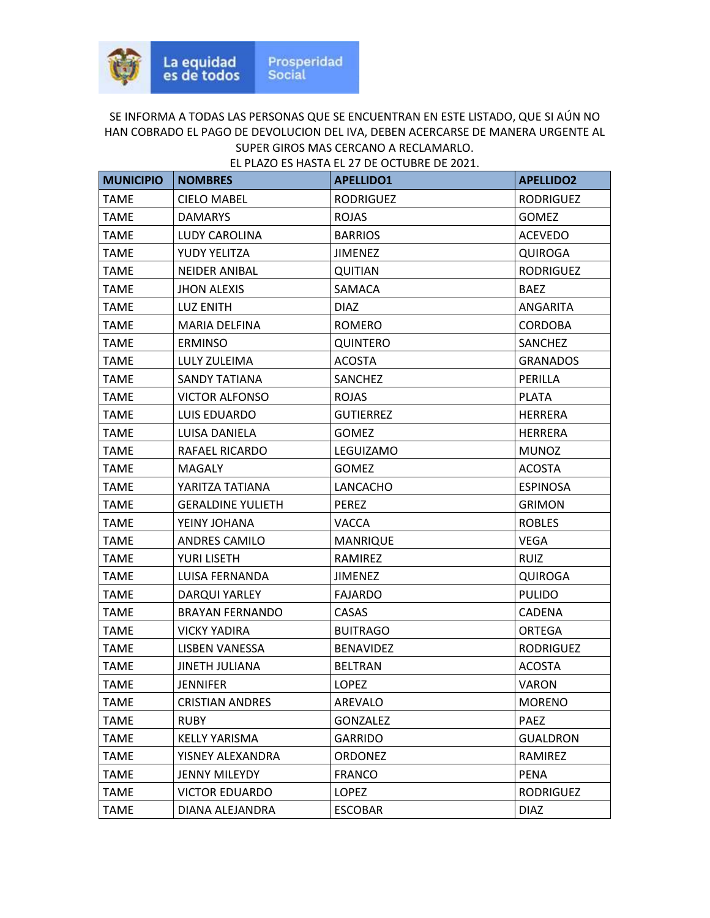SE INFORMA A TODAS LAS PERSONAS QUE SE ENCUENTRAN EN ESTE LISTADO, QUE SI AÚN NO HAN COBRADO EL PAGO DE DEVOLUCION DEL IVA, DEBEN ACERCARSE DE MANERA URGENTE AL SUPER GIROS MAS CERCANO A RECLAMARLO.
EL PLAZO ES HASTA EL 27 DE OCTUBRE DE 2021.

| MUNICIPIO | NOMBRES | APELLIDO1 | APELLIDO2 |
|---|---|---|---|
| TAME | CIELO MABEL | RODRIGUEZ | RODRIGUEZ |
| TAME | DAMARYS | ROJAS | GOMEZ |
| TAME | LUDY CAROLINA | BARRIOS | ACEVEDO |
| TAME | YUDY YELITZA | JIMENEZ | QUIROGA |
| TAME | NEIDER ANIBAL | QUITIAN | RODRIGUEZ |
| TAME | JHON ALEXIS | SAMACA | BAEZ |
| TAME | LUZ ENITH | DIAZ | ANGARITA |
| TAME | MARIA DELFINA | ROMERO | CORDOBA |
| TAME | ERMINSO | QUINTERO | SANCHEZ |
| TAME | LULY ZULEIMA | ACOSTA | GRANADOS |
| TAME | SANDY TATIANA | SANCHEZ | PERILLA |
| TAME | VICTOR ALFONSO | ROJAS | PLATA |
| TAME | LUIS EDUARDO | GUTIERREZ | HERRERA |
| TAME | LUISA DANIELA | GOMEZ | HERRERA |
| TAME | RAFAEL RICARDO | LEGUIZAMO | MUNOZ |
| TAME | MAGALY | GOMEZ | ACOSTA |
| TAME | YARITZA TATIANA | LANCACHO | ESPINOSA |
| TAME | GERALDINE YULIETH | PEREZ | GRIMON |
| TAME | YEINY JOHANA | VACCA | ROBLES |
| TAME | ANDRES CAMILO | MANRIQUE | VEGA |
| TAME | YURI LISETH | RAMIREZ | RUIZ |
| TAME | LUISA FERNANDA | JIMENEZ | QUIROGA |
| TAME | DARQUI YARLEY | FAJARDO | PULIDO |
| TAME | BRAYAN FERNANDO | CASAS | CADENA |
| TAME | VICKY YADIRA | BUITRAGO | ORTEGA |
| TAME | LISBEN VANESSA | BENAVIDEZ | RODRIGUEZ |
| TAME | JINETH JULIANA | BELTRAN | ACOSTA |
| TAME | JENNIFER | LOPEZ | VARON |
| TAME | CRISTIAN ANDRES | AREVALO | MORENO |
| TAME | RUBY | GONZALEZ | PAEZ |
| TAME | KELLY YARISMA | GARRIDO | GUALDRON |
| TAME | YISNEY ALEXANDRA | ORDONEZ | RAMIREZ |
| TAME | JENNY MILEYDY | FRANCO | PENA |
| TAME | VICTOR EDUARDO | LOPEZ | RODRIGUEZ |
| TAME | DIANA ALEJANDRA | ESCOBAR | DIAZ |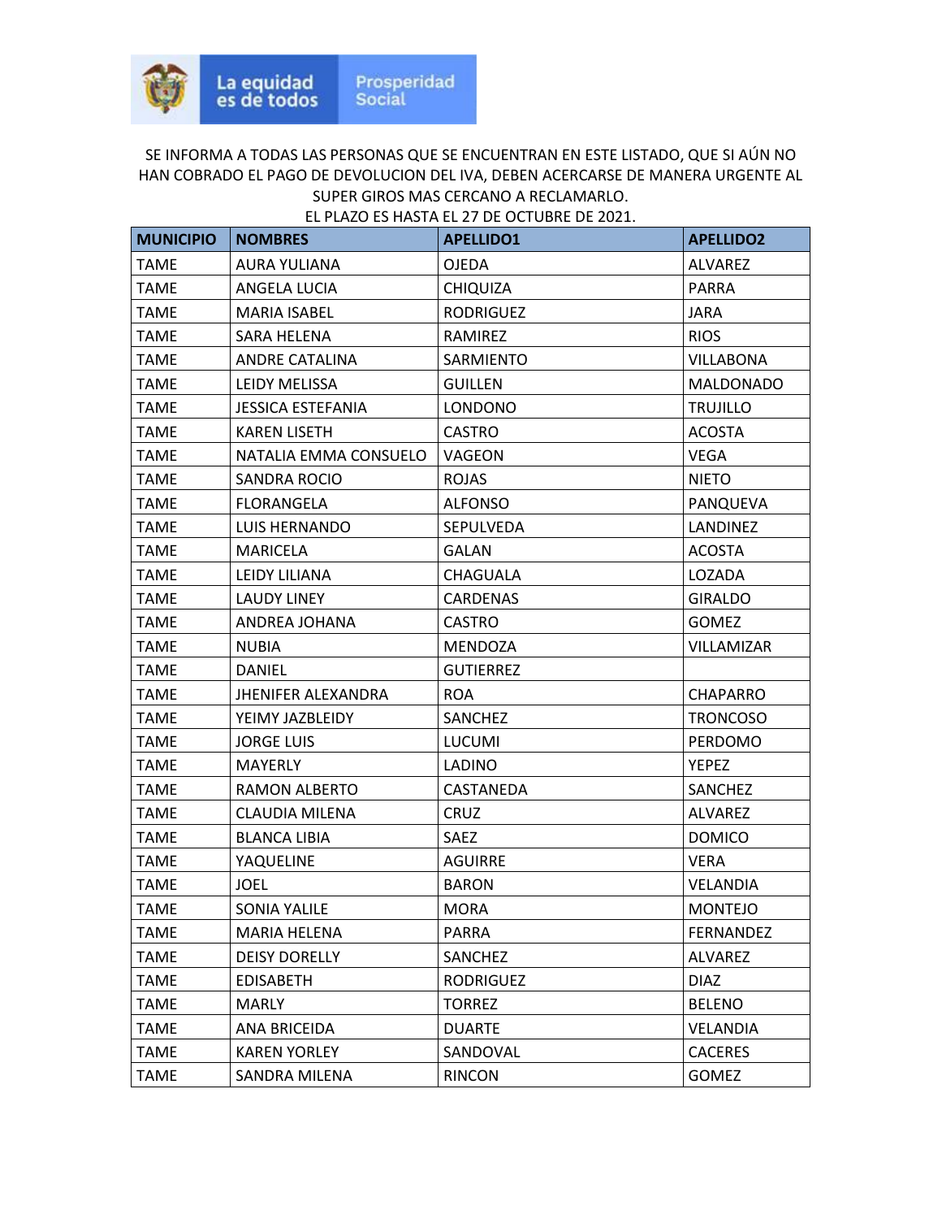La equidad es de todos — Prosperidad Social

SE INFORMA A TODAS LAS PERSONAS QUE SE ENCUENTRAN EN ESTE LISTADO, QUE SI AÚN NO HAN COBRADO EL PAGO DE DEVOLUCION DEL IVA, DEBEN ACERCARSE DE MANERA URGENTE AL SUPER GIROS MAS CERCANO A RECLAMARLO.
EL PLAZO ES HASTA EL 27 DE OCTUBRE DE 2021.

| MUNICIPIO | NOMBRES | APELLIDO1 | APELLIDO2 |
|---|---|---|---|
| TAME | AURA YULIANA | OJEDA | ALVAREZ |
| TAME | ANGELA LUCIA | CHIQUIZA | PARRA |
| TAME | MARIA ISABEL | RODRIGUEZ | JARA |
| TAME | SARA HELENA | RAMIREZ | RIOS |
| TAME | ANDRE CATALINA | SARMIENTO | VILLABONA |
| TAME | LEIDY MELISSA | GUILLEN | MALDONADO |
| TAME | JESSICA ESTEFANIA | LONDONO | TRUJILLO |
| TAME | KAREN LISETH | CASTRO | ACOSTA |
| TAME | NATALIA EMMA CONSUELO | VAGEON | VEGA |
| TAME | SANDRA ROCIO | ROJAS | NIETO |
| TAME | FLORANGELA | ALFONSO | PANQUEVA |
| TAME | LUIS HERNANDO | SEPULVEDA | LANDINEZ |
| TAME | MARICELA | GALAN | ACOSTA |
| TAME | LEIDY LILIANA | CHAGUALA | LOZADA |
| TAME | LAUDY LINEY | CARDENAS | GIRALDO |
| TAME | ANDREA JOHANA | CASTRO | GOMEZ |
| TAME | NUBIA | MENDOZA | VILLAMIZAR |
| TAME | DANIEL | GUTIERREZ | |
| TAME | JHENIFER ALEXANDRA | ROA | CHAPARRO |
| TAME | YEIMY JAZBLEIDY | SANCHEZ | TRONCOSO |
| TAME | JORGE LUIS | LUCUMI | PERDOMO |
| TAME | MAYERLY | LADINO | YEPEZ |
| TAME | RAMON ALBERTO | CASTANEDA | SANCHEZ |
| TAME | CLAUDIA MILENA | CRUZ | ALVAREZ |
| TAME | BLANCA LIBIA | SAEZ | DOMICO |
| TAME | YAQUELINE | AGUIRRE | VERA |
| TAME | JOEL | BARON | VELANDIA |
| TAME | SONIA YALILE | MORA | MONTEJO |
| TAME | MARIA HELENA | PARRA | FERNANDEZ |
| TAME | DEISY DORELLY | SANCHEZ | ALVAREZ |
| TAME | EDISABETH | RODRIGUEZ | DIAZ |
| TAME | MARLY | TORREZ | BELENO |
| TAME | ANA BRICEIDA | DUARTE | VELANDIA |
| TAME | KAREN YORLEY | SANDOVAL | CACERES |
| TAME | SANDRA MILENA | RINCON | GOMEZ |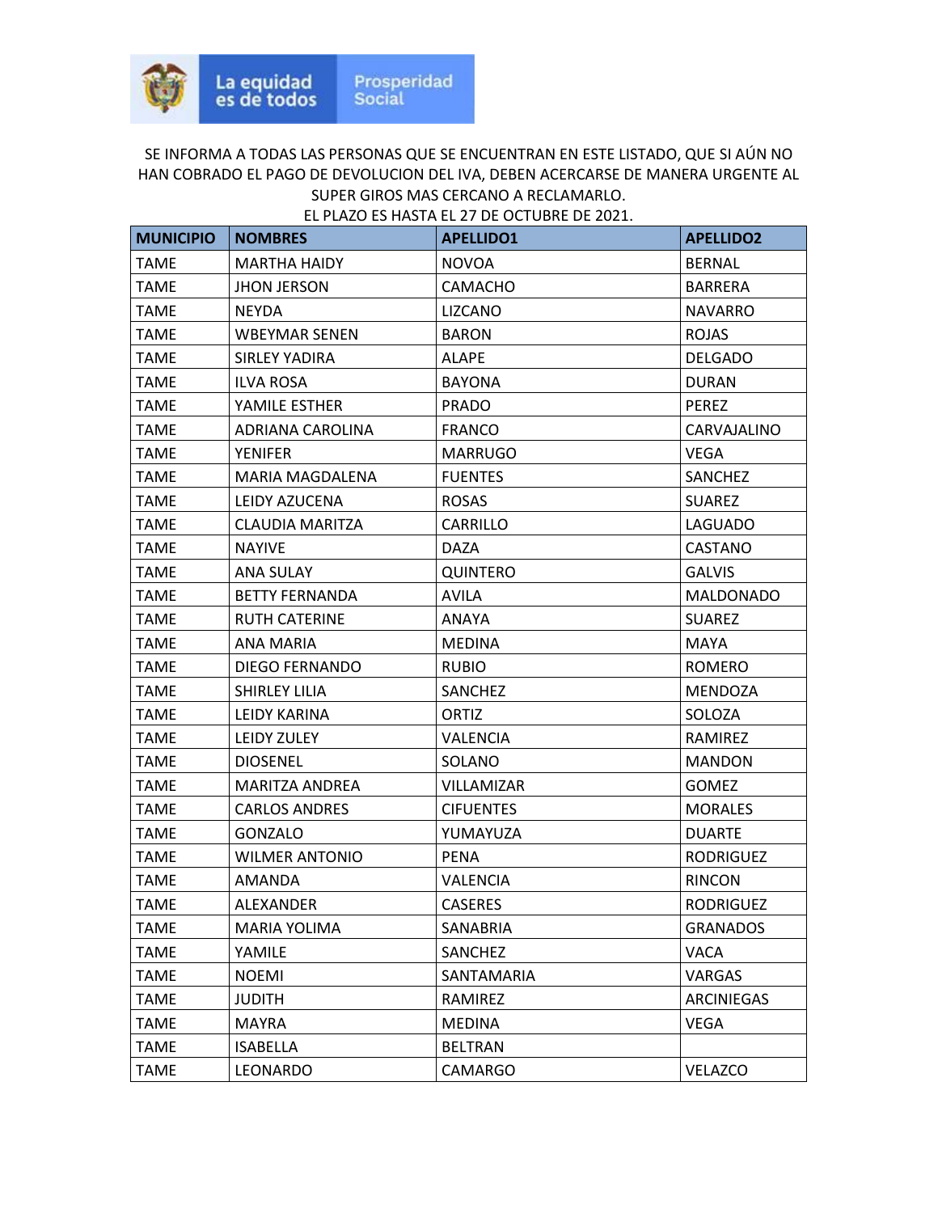La equidad es de todos | Prosperidad Social

SE INFORMA A TODAS LAS PERSONAS QUE SE ENCUENTRAN EN ESTE LISTADO, QUE SI AÚN NO HAN COBRADO EL PAGO DE DEVOLUCION DEL IVA, DEBEN ACERCARSE DE MANERA URGENTE AL SUPER GIROS MAS CERCANO A RECLAMARLO.
EL PLAZO ES HASTA EL 27 DE OCTUBRE DE 2021.

| MUNICIPIO | NOMBRES | APELLIDO1 | APELLIDO2 |
|---|---|---|---|
| TAME | MARTHA HAIDY | NOVOA | BERNAL |
| TAME | JHON JERSON | CAMACHO | BARRERA |
| TAME | NEYDA | LIZCANO | NAVARRO |
| TAME | WBEYMAR SENEN | BARON | ROJAS |
| TAME | SIRLEY YADIRA | ALAPE | DELGADO |
| TAME | ILVA ROSA | BAYONA | DURAN |
| TAME | YAMILE ESTHER | PRADO | PEREZ |
| TAME | ADRIANA CAROLINA | FRANCO | CARVAJALINO |
| TAME | YENIFER | MARRUGO | VEGA |
| TAME | MARIA MAGDALENA | FUENTES | SANCHEZ |
| TAME | LEIDY AZUCENA | ROSAS | SUAREZ |
| TAME | CLAUDIA MARITZA | CARRILLO | LAGUADO |
| TAME | NAYIVE | DAZA | CASTANO |
| TAME | ANA SULAY | QUINTERO | GALVIS |
| TAME | BETTY FERNANDA | AVILA | MALDONADO |
| TAME | RUTH CATERINE | ANAYA | SUAREZ |
| TAME | ANA MARIA | MEDINA | MAYA |
| TAME | DIEGO FERNANDO | RUBIO | ROMERO |
| TAME | SHIRLEY LILIA | SANCHEZ | MENDOZA |
| TAME | LEIDY KARINA | ORTIZ | SOLOZA |
| TAME | LEIDY ZULEY | VALENCIA | RAMIREZ |
| TAME | DIOSENEL | SOLANO | MANDON |
| TAME | MARITZA ANDREA | VILLAMIZAR | GOMEZ |
| TAME | CARLOS ANDRES | CIFUENTES | MORALES |
| TAME | GONZALO | YUMAYUZA | DUARTE |
| TAME | WILMER ANTONIO | PENA | RODRIGUEZ |
| TAME | AMANDA | VALENCIA | RINCON |
| TAME | ALEXANDER | CASERES | RODRIGUEZ |
| TAME | MARIA YOLIMA | SANABRIA | GRANADOS |
| TAME | YAMILE | SANCHEZ | VACA |
| TAME | NOEMI | SANTAMARIA | VARGAS |
| TAME | JUDITH | RAMIREZ | ARCINIEGAS |
| TAME | MAYRA | MEDINA | VEGA |
| TAME | ISABELLA | BELTRAN | |
| TAME | LEONARDO | CAMARGO | VELAZCO |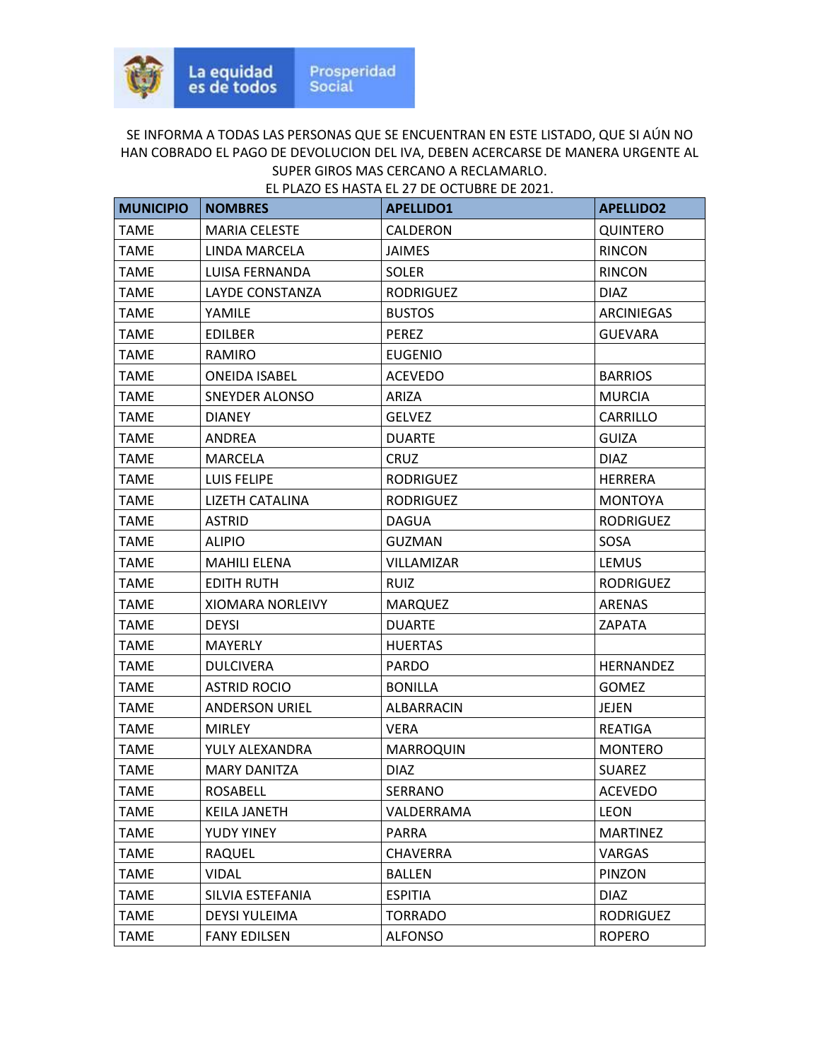SE INFORMA A TODAS LAS PERSONAS QUE SE ENCUENTRAN EN ESTE LISTADO, QUE SI AÚN NO HAN COBRADO EL PAGO DE DEVOLUCION DEL IVA, DEBEN ACERCARSE DE MANERA URGENTE AL SUPER GIROS MAS CERCANO A RECLAMARLO.
EL PLAZO ES HASTA EL 27 DE OCTUBRE DE 2021.

| MUNICIPIO | NOMBRES | APELLIDO1 | APELLIDO2 |
|---|---|---|---|
| TAME | MARIA CELESTE | CALDERON | QUINTERO |
| TAME | LINDA MARCELA | JAIMES | RINCON |
| TAME | LUISA FERNANDA | SOLER | RINCON |
| TAME | LAYDE CONSTANZA | RODRIGUEZ | DIAZ |
| TAME | YAMILE | BUSTOS | ARCINIEGAS |
| TAME | EDILBER | PEREZ | GUEVARA |
| TAME | RAMIRO | EUGENIO | |
| TAME | ONEIDA ISABEL | ACEVEDO | BARRIOS |
| TAME | SNEYDER ALONSO | ARIZA | MURCIA |
| TAME | DIANEY | GELVEZ | CARRILLO |
| TAME | ANDREA | DUARTE | GUIZA |
| TAME | MARCELA | CRUZ | DIAZ |
| TAME | LUIS FELIPE | RODRIGUEZ | HERRERA |
| TAME | LIZETH CATALINA | RODRIGUEZ | MONTOYA |
| TAME | ASTRID | DAGUA | RODRIGUEZ |
| TAME | ALIPIO | GUZMAN | SOSA |
| TAME | MAHILI ELENA | VILLAMIZAR | LEMUS |
| TAME | EDITH RUTH | RUIZ | RODRIGUEZ |
| TAME | XIOMARA NORLEIVY | MARQUEZ | ARENAS |
| TAME | DEYSI | DUARTE | ZAPATA |
| TAME | MAYERLY | HUERTAS | |
| TAME | DULCIVERA | PARDO | HERNANDEZ |
| TAME | ASTRID ROCIO | BONILLA | GOMEZ |
| TAME | ANDERSON URIEL | ALBARRACIN | JEJEN |
| TAME | MIRLEY | VERA | REATIGA |
| TAME | YULY ALEXANDRA | MARROQUIN | MONTERO |
| TAME | MARY DANITZA | DIAZ | SUAREZ |
| TAME | ROSABELL | SERRANO | ACEVEDO |
| TAME | KEILA JANETH | VALDERRAMA | LEON |
| TAME | YUDY YINEY | PARRA | MARTINEZ |
| TAME | RAQUEL | CHAVERRA | VARGAS |
| TAME | VIDAL | BALLEN | PINZON |
| TAME | SILVIA ESTEFANIA | ESPITIA | DIAZ |
| TAME | DEYSI YULEIMA | TORRADO | RODRIGUEZ |
| TAME | FANY EDILSEN | ALFONSO | ROPERO |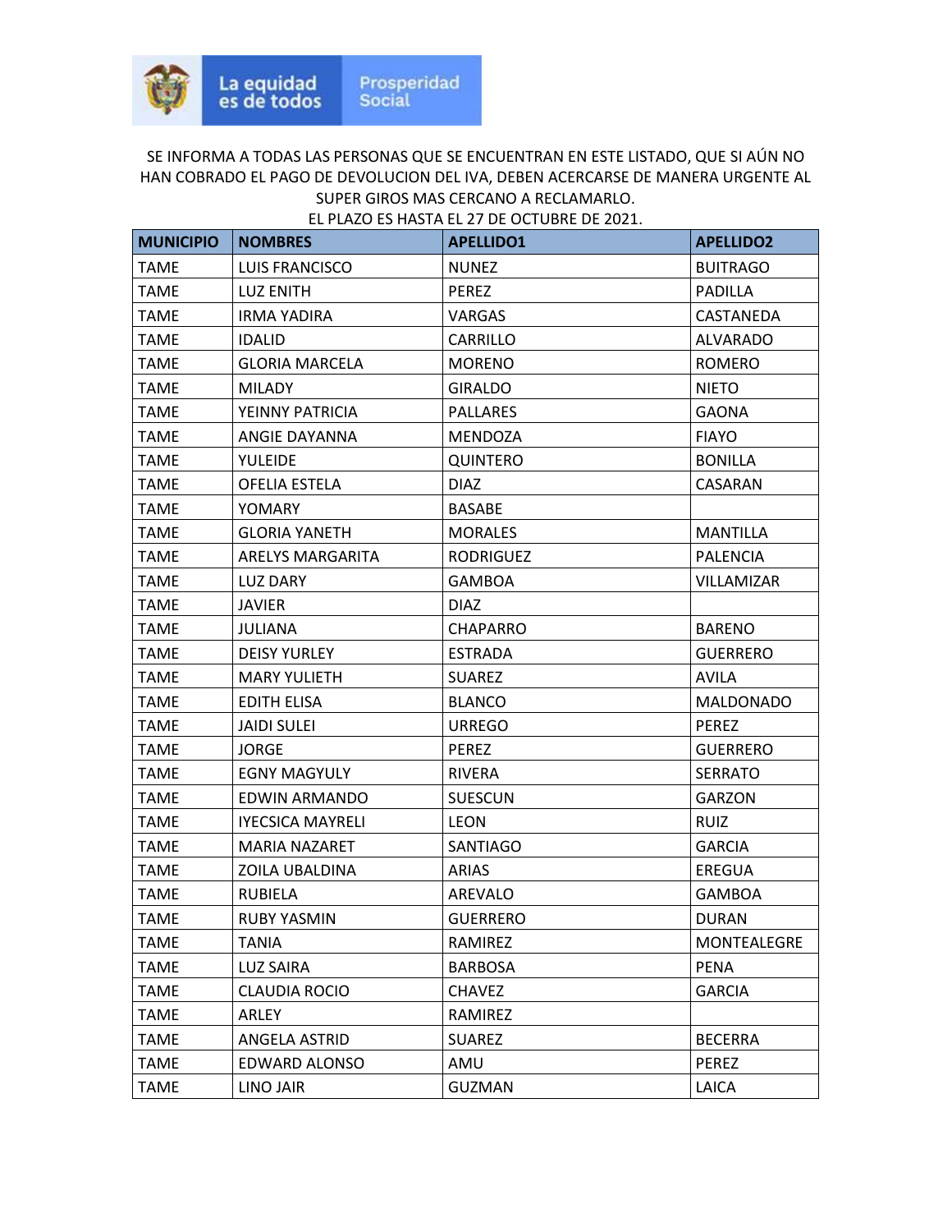La equidad es de todos | Prosperidad Social

SE INFORMA A TODAS LAS PERSONAS QUE SE ENCUENTRAN EN ESTE LISTADO, QUE SI AÚN NO HAN COBRADO EL PAGO DE DEVOLUCION DEL IVA, DEBEN ACERCARSE DE MANERA URGENTE AL SUPER GIROS MAS CERCANO A RECLAMARLO.
EL PLAZO ES HASTA EL 27 DE OCTUBRE DE 2021.

| MUNICIPIO | NOMBRES | APELLIDO1 | APELLIDO2 |
|---|---|---|---|
| TAME | LUIS FRANCISCO | NUNEZ | BUITRAGO |
| TAME | LUZ ENITH | PEREZ | PADILLA |
| TAME | IRMA YADIRA | VARGAS | CASTANEDA |
| TAME | IDALID | CARRILLO | ALVARADO |
| TAME | GLORIA MARCELA | MORENO | ROMERO |
| TAME | MILADY | GIRALDO | NIETO |
| TAME | YEINNY PATRICIA | PALLARES | GAONA |
| TAME | ANGIE DAYANNA | MENDOZA | FIAYO |
| TAME | YULEIDE | QUINTERO | BONILLA |
| TAME | OFELIA ESTELA | DIAZ | CASARAN |
| TAME | YOMARY | BASABE | |
| TAME | GLORIA YANETH | MORALES | MANTILLA |
| TAME | ARELYS MARGARITA | RODRIGUEZ | PALENCIA |
| TAME | LUZ DARY | GAMBOA | VILLAMIZAR |
| TAME | JAVIER | DIAZ | |
| TAME | JULIANA | CHAPARRO | BARENO |
| TAME | DEISY YURLEY | ESTRADA | GUERRERO |
| TAME | MARY YULIETH | SUAREZ | AVILA |
| TAME | EDITH ELISA | BLANCO | MALDONADO |
| TAME | JAIDI SULEI | URREGO | PEREZ |
| TAME | JORGE | PEREZ | GUERRERO |
| TAME | EGNY MAGYULY | RIVERA | SERRATO |
| TAME | EDWIN ARMANDO | SUESCUN | GARZON |
| TAME | IYECSICA MAYRELI | LEON | RUIZ |
| TAME | MARIA NAZARET | SANTIAGO | GARCIA |
| TAME | ZOILA UBALDINA | ARIAS | EREGUA |
| TAME | RUBIELA | AREVALO | GAMBOA |
| TAME | RUBY YASMIN | GUERRERO | DURAN |
| TAME | TANIA | RAMIREZ | MONTEALEGRE |
| TAME | LUZ SAIRA | BARBOSA | PENA |
| TAME | CLAUDIA ROCIO | CHAVEZ | GARCIA |
| TAME | ARLEY | RAMIREZ | |
| TAME | ANGELA ASTRID | SUAREZ | BECERRA |
| TAME | EDWARD ALONSO | AMU | PEREZ |
| TAME | LINO JAIR | GUZMAN | LAICA |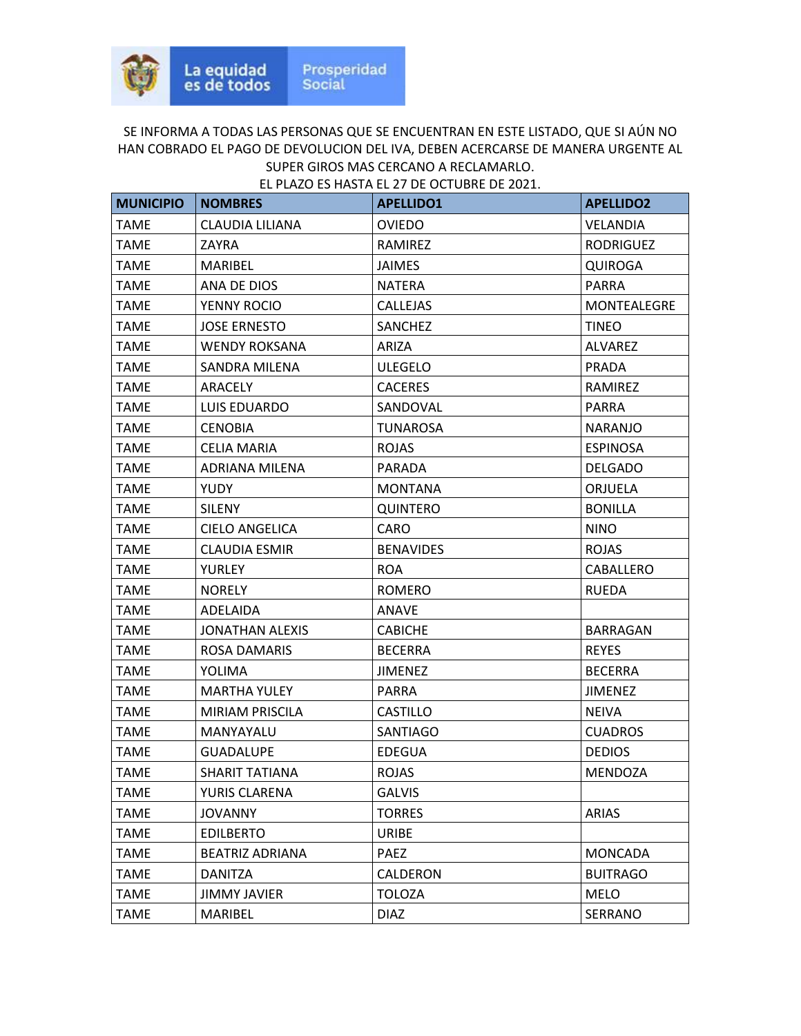La equidad es de todos | Prosperidad Social

SE INFORMA A TODAS LAS PERSONAS QUE SE ENCUENTRAN EN ESTE LISTADO, QUE SI AÚN NO HAN COBRADO EL PAGO DE DEVOLUCION DEL IVA, DEBEN ACERCARSE DE MANERA URGENTE AL SUPER GIROS MAS CERCANO A RECLAMARLO.
EL PLAZO ES HASTA EL 27 DE OCTUBRE DE 2021.

| MUNICIPIO | NOMBRES | APELLIDO1 | APELLIDO2 |
|---|---|---|---|
| TAME | CLAUDIA LILIANA | OVIEDO | VELANDIA |
| TAME | ZAYRA | RAMIREZ | RODRIGUEZ |
| TAME | MARIBEL | JAIMES | QUIROGA |
| TAME | ANA DE DIOS | NATERA | PARRA |
| TAME | YENNY ROCIO | CALLEJAS | MONTEALEGRE |
| TAME | JOSE ERNESTO | SANCHEZ | TINEO |
| TAME | WENDY ROKSANA | ARIZA | ALVAREZ |
| TAME | SANDRA MILENA | ULEGELO | PRADA |
| TAME | ARACELY | CACERES | RAMIREZ |
| TAME | LUIS EDUARDO | SANDOVAL | PARRA |
| TAME | CENOBIA | TUNAROSA | NARANJO |
| TAME | CELIA MARIA | ROJAS | ESPINOSA |
| TAME | ADRIANA MILENA | PARADA | DELGADO |
| TAME | YUDY | MONTANA | ORJUELA |
| TAME | SILENY | QUINTERO | BONILLA |
| TAME | CIELO ANGELICA | CARO | NINO |
| TAME | CLAUDIA ESMIR | BENAVIDES | ROJAS |
| TAME | YURLEY | ROA | CABALLERO |
| TAME | NORELY | ROMERO | RUEDA |
| TAME | ADELAIDA | ANAVE | |
| TAME | JONATHAN ALEXIS | CABICHE | BARRAGAN |
| TAME | ROSA DAMARIS | BECERRA | REYES |
| TAME | YOLIMA | JIMENEZ | BECERRA |
| TAME | MARTHA YULEY | PARRA | JIMENEZ |
| TAME | MIRIAM PRISCILA | CASTILLO | NEIVA |
| TAME | MANYAYALU | SANTIAGO | CUADROS |
| TAME | GUADALUPE | EDEGUA | DEDIOS |
| TAME | SHARIT TATIANA | ROJAS | MENDOZA |
| TAME | YURIS CLARENA | GALVIS | |
| TAME | JOVANNY | TORRES | ARIAS |
| TAME | EDILBERTO | URIBE | |
| TAME | BEATRIZ ADRIANA | PAEZ | MONCADA |
| TAME | DANITZA | CALDERON | BUITRAGO |
| TAME | JIMMY JAVIER | TOLOZA | MELO |
| TAME | MARIBEL | DIAZ | SERRANO |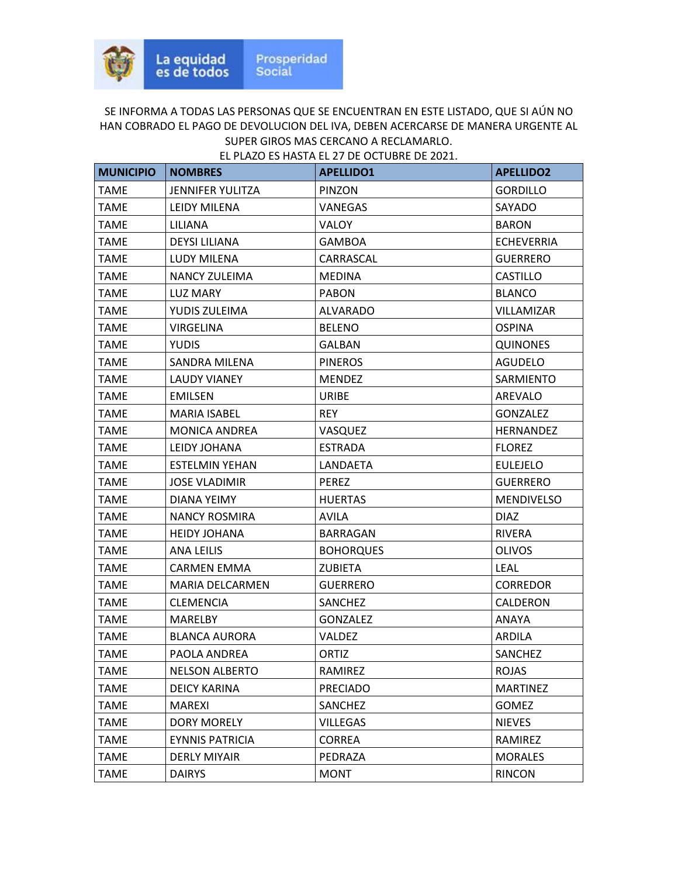SE INFORMA A TODAS LAS PERSONAS QUE SE ENCUENTRAN EN ESTE LISTADO, QUE SI AÚN NO HAN COBRADO EL PAGO DE DEVOLUCION DEL IVA, DEBEN ACERCARSE DE MANERA URGENTE AL SUPER GIROS MAS CERCANO A RECLAMARLO.
EL PLAZO ES HASTA EL 27 DE OCTUBRE DE 2021.

| MUNICIPIO | NOMBRES | APELLIDO1 | APELLIDO2 |
|---|---|---|---|
| TAME | JENNIFER YULITZA | PINZON | GORDILLO |
| TAME | LEIDY MILENA | VANEGAS | SAYADO |
| TAME | LILIANA | VALOY | BARON |
| TAME | DEYSI LILIANA | GAMBOA | ECHEVERRIA |
| TAME | LUDY MILENA | CARRASCAL | GUERRERO |
| TAME | NANCY ZULEIMA | MEDINA | CASTILLO |
| TAME | LUZ MARY | PABON | BLANCO |
| TAME | YUDIS ZULEIMA | ALVARADO | VILLAMIZAR |
| TAME | VIRGELINA | BELENO | OSPINA |
| TAME | YUDIS | GALBAN | QUINONES |
| TAME | SANDRA MILENA | PINEROS | AGUDELO |
| TAME | LAUDY VIANEY | MENDEZ | SARMIENTO |
| TAME | EMILSEN | URIBE | AREVALO |
| TAME | MARIA ISABEL | REY | GONZALEZ |
| TAME | MONICA ANDREA | VASQUEZ | HERNANDEZ |
| TAME | LEIDY JOHANA | ESTRADA | FLOREZ |
| TAME | ESTELMIN YEHAN | LANDAETA | EULEJELO |
| TAME | JOSE VLADIMIR | PEREZ | GUERRERO |
| TAME | DIANA YEIMY | HUERTAS | MENDIVELSO |
| TAME | NANCY ROSMIRA | AVILA | DIAZ |
| TAME | HEIDY JOHANA | BARRAGAN | RIVERA |
| TAME | ANA LEILIS | BOHORQUES | OLIVOS |
| TAME | CARMEN EMMA | ZUBIETA | LEAL |
| TAME | MARIA DELCARMEN | GUERRERO | CORREDOR |
| TAME | CLEMENCIA | SANCHEZ | CALDERON |
| TAME | MARELBY | GONZALEZ | ANAYA |
| TAME | BLANCA AURORA | VALDEZ | ARDILA |
| TAME | PAOLA ANDREA | ORTIZ | SANCHEZ |
| TAME | NELSON ALBERTO | RAMIREZ | ROJAS |
| TAME | DEICY KARINA | PRECIADO | MARTINEZ |
| TAME | MAREXI | SANCHEZ | GOMEZ |
| TAME | DORY MORELY | VILLEGAS | NIEVES |
| TAME | EYNNIS PATRICIA | CORREA | RAMIREZ |
| TAME | DERLY MIYAIR | PEDRAZA | MORALES |
| TAME | DAIRYS | MONT | RINCON |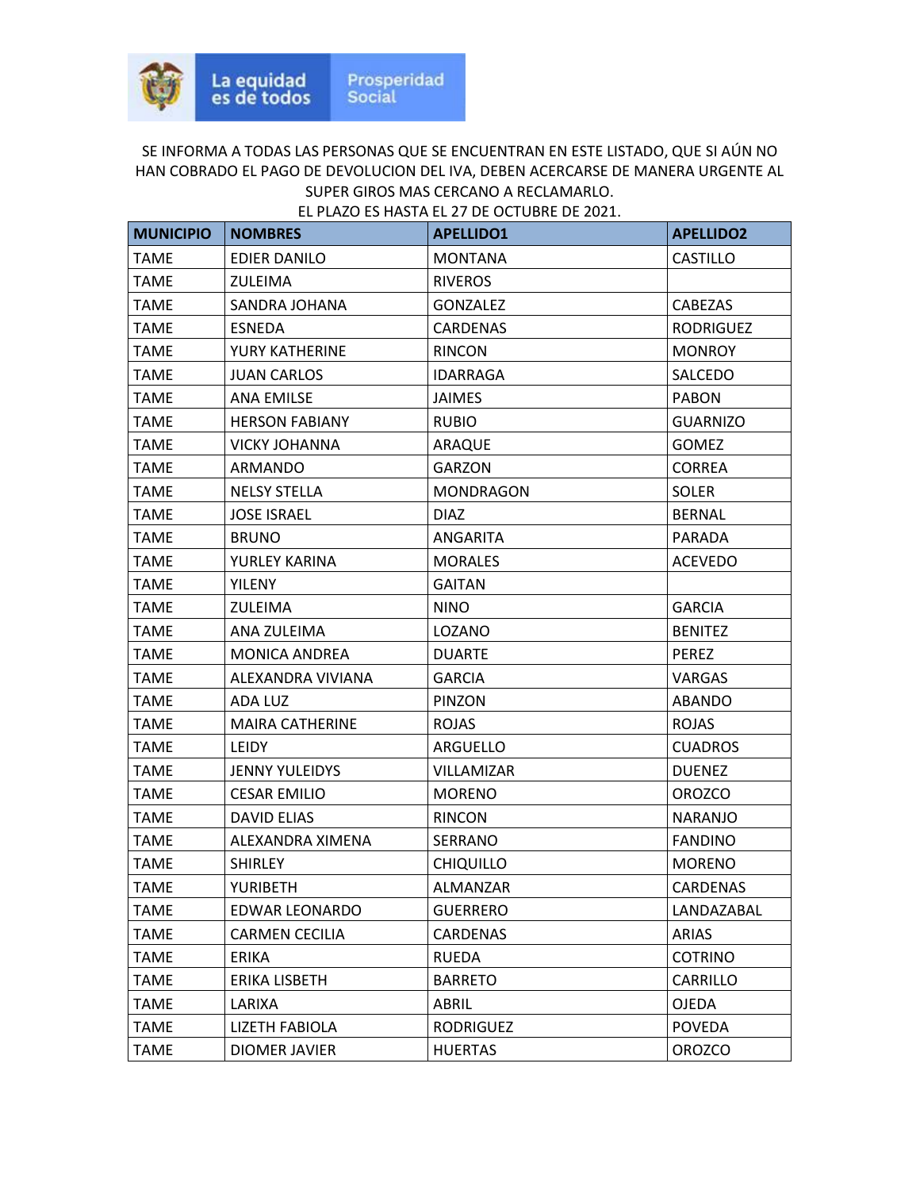La equidad es de todos | Prosperidad Social

SE INFORMA A TODAS LAS PERSONAS QUE SE ENCUENTRAN EN ESTE LISTADO, QUE SI AÚN NO HAN COBRADO EL PAGO DE DEVOLUCION DEL IVA, DEBEN ACERCARSE DE MANERA URGENTE AL SUPER GIROS MAS CERCANO A RECLAMARLO.
EL PLAZO ES HASTA EL 27 DE OCTUBRE DE 2021.

| MUNICIPIO | NOMBRES | APELLIDO1 | APELLIDO2 |
|---|---|---|---|
| TAME | EDIER DANILO | MONTANA | CASTILLO |
| TAME | ZULEIMA | RIVEROS | |
| TAME | SANDRA JOHANA | GONZALEZ | CABEZAS |
| TAME | ESNEDA | CARDENAS | RODRIGUEZ |
| TAME | YURY KATHERINE | RINCON | MONROY |
| TAME | JUAN CARLOS | IDARRAGA | SALCEDO |
| TAME | ANA EMILSE | JAIMES | PABON |
| TAME | HERSON FABIANY | RUBIO | GUARNIZO |
| TAME | VICKY JOHANNA | ARAQUE | GOMEZ |
| TAME | ARMANDO | GARZON | CORREA |
| TAME | NELSY STELLA | MONDRAGON | SOLER |
| TAME | JOSE ISRAEL | DIAZ | BERNAL |
| TAME | BRUNO | ANGARITA | PARADA |
| TAME | YURLEY KARINA | MORALES | ACEVEDO |
| TAME | YILENY | GAITAN | |
| TAME | ZULEIMA | NINO | GARCIA |
| TAME | ANA ZULEIMA | LOZANO | BENITEZ |
| TAME | MONICA ANDREA | DUARTE | PEREZ |
| TAME | ALEXANDRA VIVIANA | GARCIA | VARGAS |
| TAME | ADA LUZ | PINZON | ABANDO |
| TAME | MAIRA CATHERINE | ROJAS | ROJAS |
| TAME | LEIDY | ARGUELLO | CUADROS |
| TAME | JENNY YULEIDYS | VILLAMIZAR | DUENEZ |
| TAME | CESAR EMILIO | MORENO | OROZCO |
| TAME | DAVID ELIAS | RINCON | NARANJO |
| TAME | ALEXANDRA XIMENA | SERRANO | FANDINO |
| TAME | SHIRLEY | CHIQUILLO | MORENO |
| TAME | YURIBETH | ALMANZAR | CARDENAS |
| TAME | EDWAR LEONARDO | GUERRERO | LANDAZABAL |
| TAME | CARMEN CECILIA | CARDENAS | ARIAS |
| TAME | ERIKA | RUEDA | COTRINO |
| TAME | ERIKA LISBETH | BARRETO | CARRILLO |
| TAME | LARIXA | ABRIL | OJEDA |
| TAME | LIZETH FABIOLA | RODRIGUEZ | POVEDA |
| TAME | DIOMER JAVIER | HUERTAS | OROZCO |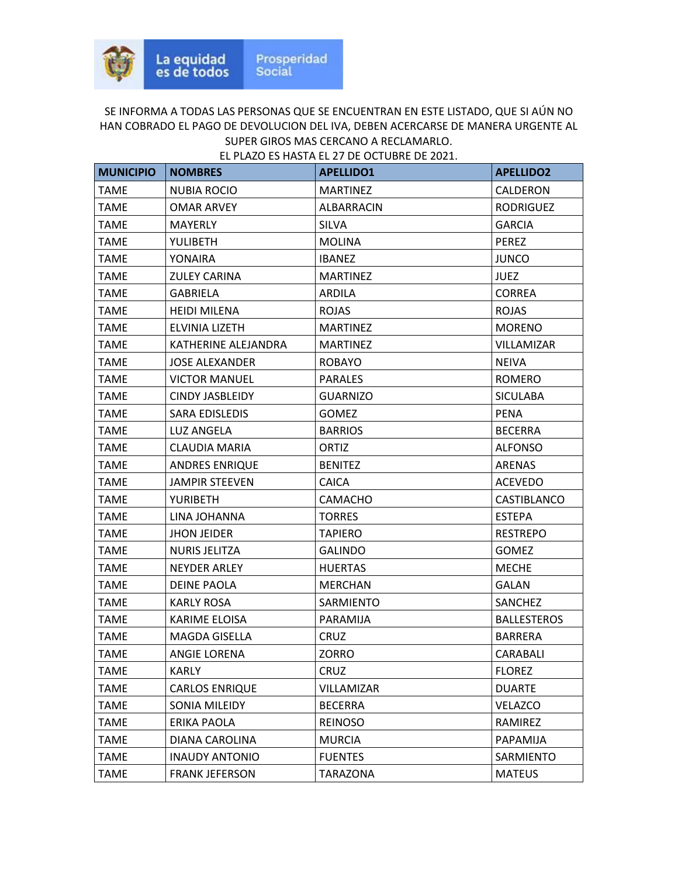SE INFORMA A TODAS LAS PERSONAS QUE SE ENCUENTRAN EN ESTE LISTADO, QUE SI AÚN NO HAN COBRADO EL PAGO DE DEVOLUCION DEL IVA, DEBEN ACERCARSE DE MANERA URGENTE AL SUPER GIROS MAS CERCANO A RECLAMARLO.
EL PLAZO ES HASTA EL 27 DE OCTUBRE DE 2021.

| MUNICIPIO | NOMBRES | APELLIDO1 | APELLIDO2 |
|---|---|---|---|
| TAME | NUBIA ROCIO | MARTINEZ | CALDERON |
| TAME | OMAR ARVEY | ALBARRACIN | RODRIGUEZ |
| TAME | MAYERLY | SILVA | GARCIA |
| TAME | YULIBETH | MOLINA | PEREZ |
| TAME | YONAIRA | IBANEZ | JUNCO |
| TAME | ZULEY CARINA | MARTINEZ | JUEZ |
| TAME | GABRIELA | ARDILA | CORREA |
| TAME | HEIDI MILENA | ROJAS | ROJAS |
| TAME | ELVINIA LIZETH | MARTINEZ | MORENO |
| TAME | KATHERINE ALEJANDRA | MARTINEZ | VILLAMIZAR |
| TAME | JOSE ALEXANDER | ROBAYO | NEIVA |
| TAME | VICTOR MANUEL | PARALES | ROMERO |
| TAME | CINDY JASBLEIDY | GUARNIZO | SICULABA |
| TAME | SARA EDISLEDIS | GOMEZ | PENA |
| TAME | LUZ ANGELA | BARRIOS | BECERRA |
| TAME | CLAUDIA MARIA | ORTIZ | ALFONSO |
| TAME | ANDRES ENRIQUE | BENITEZ | ARENAS |
| TAME | JAMPIR STEEVEN | CAICA | ACEVEDO |
| TAME | YURIBETH | CAMACHO | CASTIBLANCO |
| TAME | LINA JOHANNA | TORRES | ESTEPA |
| TAME | JHON JEIDER | TAPIERO | RESTREPO |
| TAME | NURIS JELITZA | GALINDO | GOMEZ |
| TAME | NEYDER ARLEY | HUERTAS | MECHE |
| TAME | DEINE PAOLA | MERCHAN | GALAN |
| TAME | KARLY ROSA | SARMIENTO | SANCHEZ |
| TAME | KARIME ELOISA | PARAMIJA | BALLESTEROS |
| TAME | MAGDA GISELLA | CRUZ | BARRERA |
| TAME | ANGIE LORENA | ZORRO | CARABALI |
| TAME | KARLY | CRUZ | FLOREZ |
| TAME | CARLOS ENRIQUE | VILLAMIZAR | DUARTE |
| TAME | SONIA MILEIDY | BECERRA | VELAZCO |
| TAME | ERIKA PAOLA | REINOSO | RAMIREZ |
| TAME | DIANA CAROLINA | MURCIA | PAPAMIJA |
| TAME | INAUDY ANTONIO | FUENTES | SARMIENTO |
| TAME | FRANK JEFERSON | TARAZONA | MATEUS |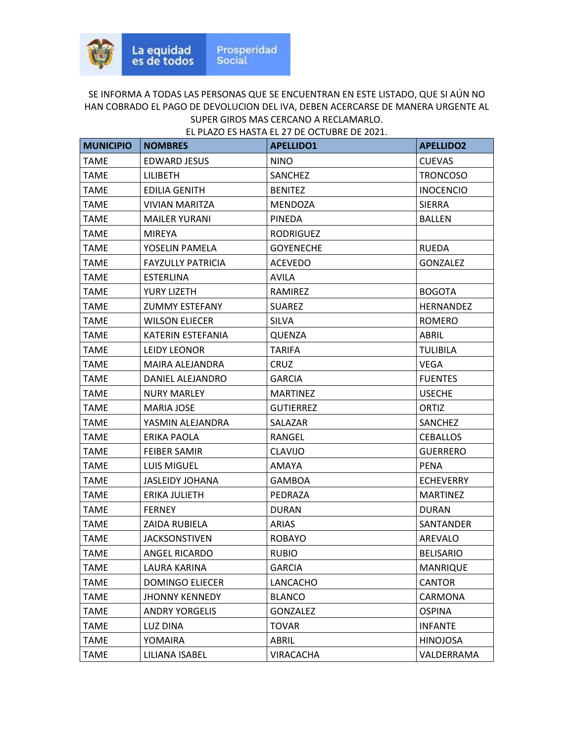La equidad es de todos | Prosperidad Social

SE INFORMA A TODAS LAS PERSONAS QUE SE ENCUENTRAN EN ESTE LISTADO, QUE SI AÚN NO HAN COBRADO EL PAGO DE DEVOLUCION DEL IVA, DEBEN ACERCARSE DE MANERA URGENTE AL SUPER GIROS MAS CERCANO A RECLAMARLO.
EL PLAZO ES HASTA EL 27 DE OCTUBRE DE 2021.

| MUNICIPIO | NOMBRES | APELLIDO1 | APELLIDO2 |
|---|---|---|---|
| TAME | EDWARD JESUS | NINO | CUEVAS |
| TAME | LILIBETH | SANCHEZ | TRONCOSO |
| TAME | EDILIA GENITH | BENITEZ | INOCENCIO |
| TAME | VIVIAN MARITZA | MENDOZA | SIERRA |
| TAME | MAILER YURANI | PINEDA | BALLEN |
| TAME | MIREYA | RODRIGUEZ | |
| TAME | YOSELIN PAMELA | GOYENECHE | RUEDA |
| TAME | FAYZULLY PATRICIA | ACEVEDO | GONZALEZ |
| TAME | ESTERLINA | AVILA | |
| TAME | YURY LIZETH | RAMIREZ | BOGOTA |
| TAME | ZUMMY ESTEFANY | SUAREZ | HERNANDEZ |
| TAME | WILSON ELIECER | SILVA | ROMERO |
| TAME | KATERIN ESTEFANIA | QUENZA | ABRIL |
| TAME | LEIDY LEONOR | TARIFA | TULIBILA |
| TAME | MAIRA ALEJANDRA | CRUZ | VEGA |
| TAME | DANIEL ALEJANDRO | GARCIA | FUENTES |
| TAME | NURY MARLEY | MARTINEZ | USECHE |
| TAME | MARIA JOSE | GUTIERREZ | ORTIZ |
| TAME | YASMIN ALEJANDRA | SALAZAR | SANCHEZ |
| TAME | ERIKA PAOLA | RANGEL | CEBALLOS |
| TAME | FEIBER SAMIR | CLAVIJO | GUERRERO |
| TAME | LUIS MIGUEL | AMAYA | PENA |
| TAME | JASLEIDY JOHANA | GAMBOA | ECHEVERRY |
| TAME | ERIKA JULIETH | PEDRAZA | MARTINEZ |
| TAME | FERNEY | DURAN | DURAN |
| TAME | ZAIDA RUBIELA | ARIAS | SANTANDER |
| TAME | JACKSONSTIVEN | ROBAYO | AREVALO |
| TAME | ANGEL RICARDO | RUBIO | BELISARIO |
| TAME | LAURA KARINA | GARCIA | MANRIQUE |
| TAME | DOMINGO ELIECER | LANCACHO | CANTOR |
| TAME | JHONNY KENNEDY | BLANCO | CARMONA |
| TAME | ANDRY YORGELIS | GONZALEZ | OSPINA |
| TAME | LUZ DINA | TOVAR | INFANTE |
| TAME | YOMAIRA | ABRIL | HINOJOSA |
| TAME | LILIANA ISABEL | VIRACACHA | VALDERRAMA |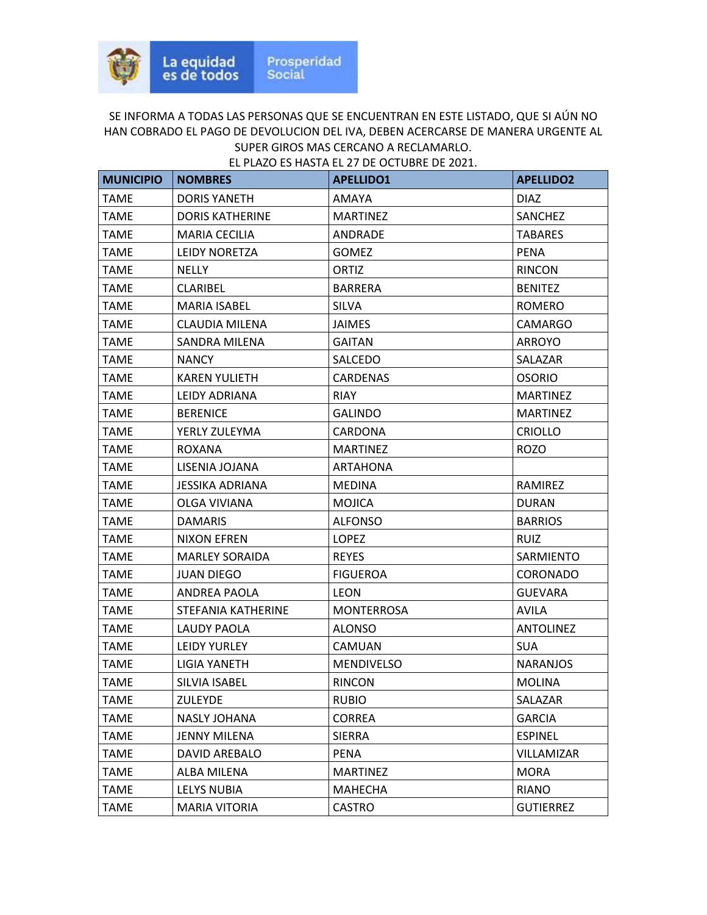La equidad es de todos | Prosperidad Social

SE INFORMA A TODAS LAS PERSONAS QUE SE ENCUENTRAN EN ESTE LISTADO, QUE SI AÚN NO HAN COBRADO EL PAGO DE DEVOLUCION DEL IVA, DEBEN ACERCARSE DE MANERA URGENTE AL SUPER GIROS MAS CERCANO A RECLAMARLO.
EL PLAZO ES HASTA EL 27 DE OCTUBRE DE 2021.

| MUNICIPIO | NOMBRES | APELLIDO1 | APELLIDO2 |
|---|---|---|---|
| TAME | DORIS YANETH | AMAYA | DIAZ |
| TAME | DORIS KATHERINE | MARTINEZ | SANCHEZ |
| TAME | MARIA CECILIA | ANDRADE | TABARES |
| TAME | LEIDY NORETZA | GOMEZ | PENA |
| TAME | NELLY | ORTIZ | RINCON |
| TAME | CLARIBEL | BARRERA | BENITEZ |
| TAME | MARIA ISABEL | SILVA | ROMERO |
| TAME | CLAUDIA MILENA | JAIMES | CAMARGO |
| TAME | SANDRA MILENA | GAITAN | ARROYO |
| TAME | NANCY | SALCEDO | SALAZAR |
| TAME | KAREN YULIETH | CARDENAS | OSORIO |
| TAME | LEIDY ADRIANA | RIAY | MARTINEZ |
| TAME | BERENICE | GALINDO | MARTINEZ |
| TAME | YERLY ZULEYMA | CARDONA | CRIOLLO |
| TAME | ROXANA | MARTINEZ | ROZO |
| TAME | LISENIA JOJANA | ARTAHONA | |
| TAME | JESSIKA ADRIANA | MEDINA | RAMIREZ |
| TAME | OLGA VIVIANA | MOJICA | DURAN |
| TAME | DAMARIS | ALFONSO | BARRIOS |
| TAME | NIXON EFREN | LOPEZ | RUIZ |
| TAME | MARLEY SORAIDA | REYES | SARMIENTO |
| TAME | JUAN DIEGO | FIGUEROA | CORONADO |
| TAME | ANDREA PAOLA | LEON | GUEVARA |
| TAME | STEFANIA KATHERINE | MONTERROSA | AVILA |
| TAME | LAUDY PAOLA | ALONSO | ANTOLINEZ |
| TAME | LEIDY YURLEY | CAMUAN | SUA |
| TAME | LIGIA YANETH | MENDIVELSO | NARANJOS |
| TAME | SILVIA ISABEL | RINCON | MOLINA |
| TAME | ZULEYDE | RUBIO | SALAZAR |
| TAME | NASLY JOHANA | CORREA | GARCIA |
| TAME | JENNY MILENA | SIERRA | ESPINEL |
| TAME | DAVID AREBALO | PENA | VILLAMIZAR |
| TAME | ALBA MILENA | MARTINEZ | MORA |
| TAME | LELYS NUBIA | MAHECHA | RIANO |
| TAME | MARIA VITORIA | CASTRO | GUTIERREZ |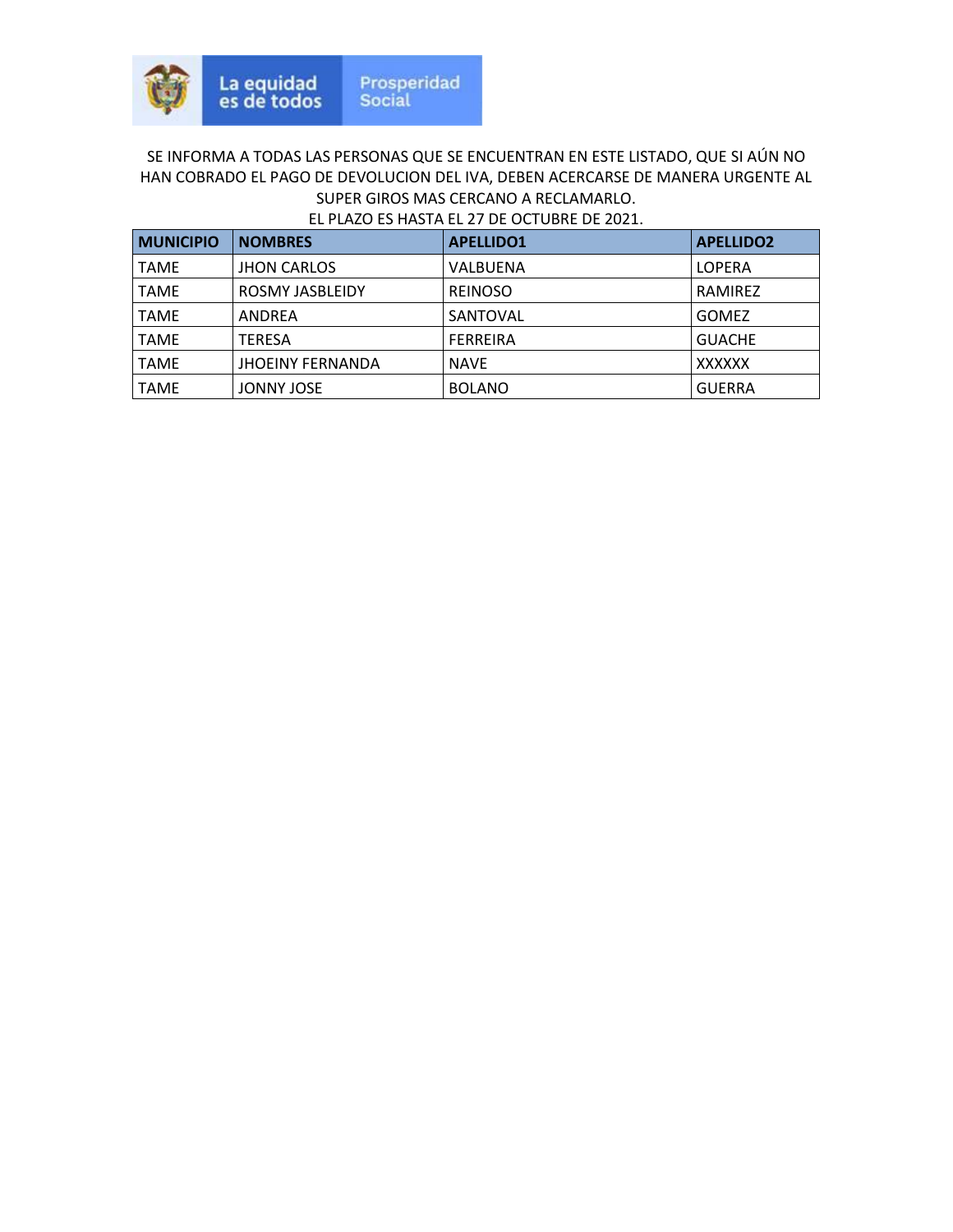La equidad es de todos

Prosperidad Social

SE INFORMA A TODAS LAS PERSONAS QUE SE ENCUENTRAN EN ESTE LISTADO, QUE SI AÚN NO HAN COBRADO EL PAGO DE DEVOLUCION DEL IVA, DEBEN ACERCARSE DE MANERA URGENTE AL SUPER GIROS MAS CERCANO A RECLAMARLO.

EL PLAZO ES HASTA EL 27 DE OCTUBRE DE 2021.

| MUNICIPIO | NOMBRES | APELLIDO1 | APELLIDO2 |
|---|---|---|---|
| TAME | JHON CARLOS | VALBUENA | LOPERA |
| TAME | ROSMY JASBLEIDY | REINOSO | RAMIREZ |
| TAME | ANDREA | SANTOVAL | GOMEZ |
| TAME | TERESA | FERREIRA | GUACHE |
| TAME | JHOEINY FERNANDA | NAVE | XXXXXX |
| TAME | JONNY JOSE | BOLANO | GUERRA |